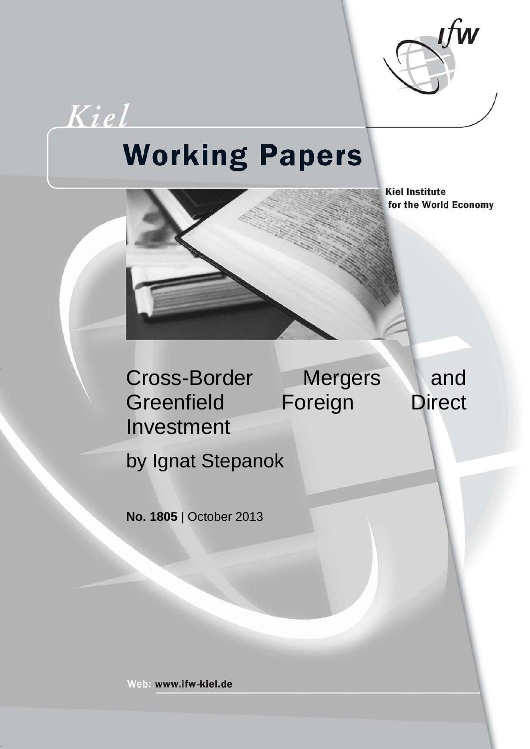Kiel

# Working Papers

Kiel Institute for the World Economy

# Cross-Border Mergers and Greenfield Foreign Direct Investment

by Ignat Stepanok

**No. 1805** | October 2013

Web: www.ifw-kiel.de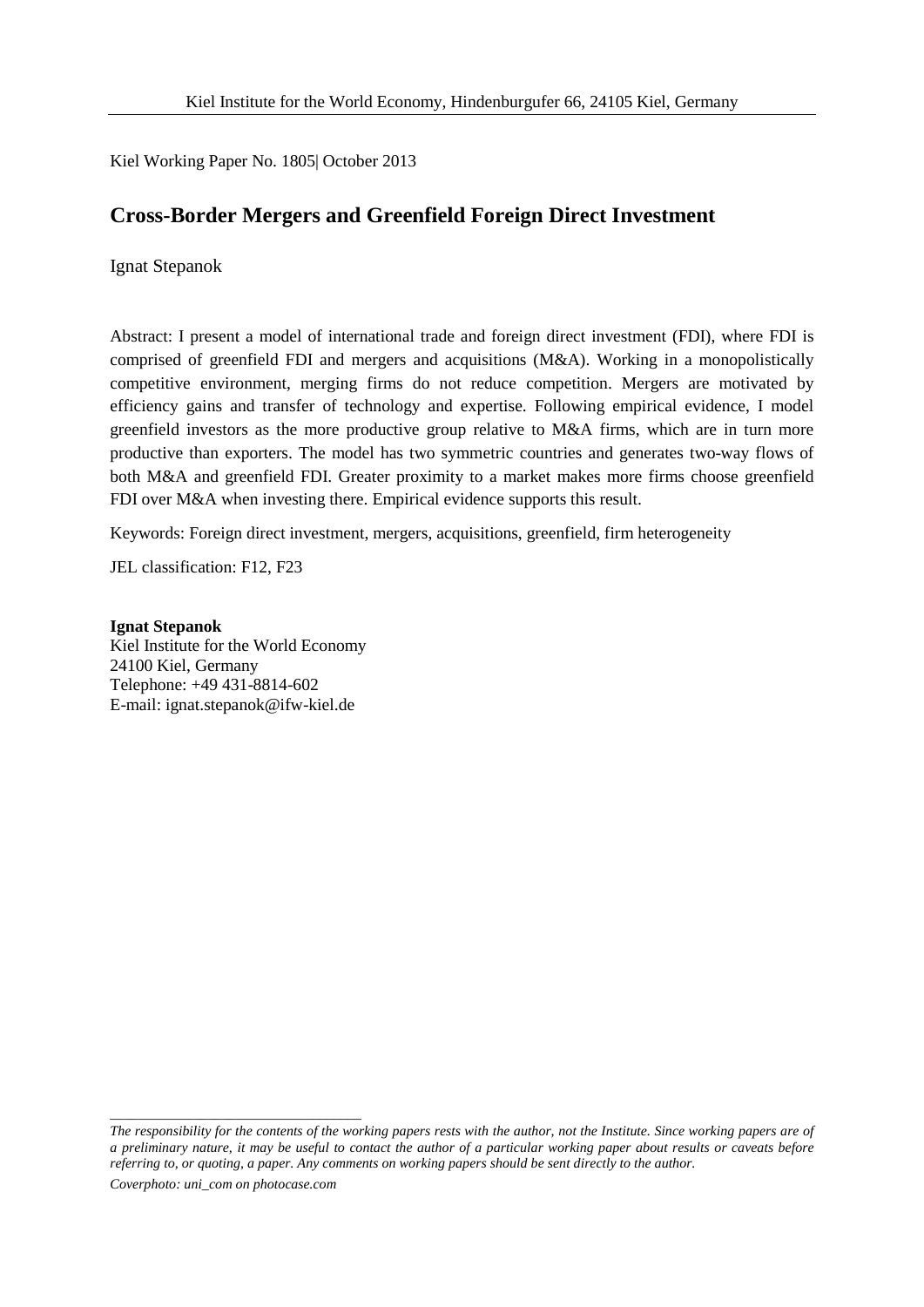Kiel Institute for the World Economy, Hindenburgufer 66, 24105 Kiel, Germany

Kiel Working Paper No. 1805| October 2013

# Cross-Border Mergers and Greenfield Foreign Direct Investment

Ignat Stepanok

Abstract: I present a model of international trade and foreign direct investment (FDI), where FDI is comprised of greenfield FDI and mergers and acquisitions (M&A). Working in a monopolistically competitive environment, merging firms do not reduce competition. Mergers are motivated by efficiency gains and transfer of technology and expertise. Following empirical evidence, I model greenfield investors as the more productive group relative to M&A firms, which are in turn more productive than exporters. The model has two symmetric countries and generates two-way flows of both M&A and greenfield FDI. Greater proximity to a market makes more firms choose greenfield FDI over M&A when investing there. Empirical evidence supports this result.

Keywords: Foreign direct investment, mergers, acquisitions, greenfield, firm heterogeneity

JEL classification: F12, F23

**Ignat Stepanok**
Kiel Institute for the World Economy
24100 Kiel, Germany
Telephone: +49 431-8814-602
E-mail: ignat.stepanok@ifw-kiel.de

*The responsibility for the contents of the working papers rests with the author, not the Institute. Since working papers are of a preliminary nature, it may be useful to contact the author of a particular working paper about results or caveats before referring to, or quoting, a paper. Any comments on working papers should be sent directly to the author.*

*Coverphoto: uni_com on photocase.com*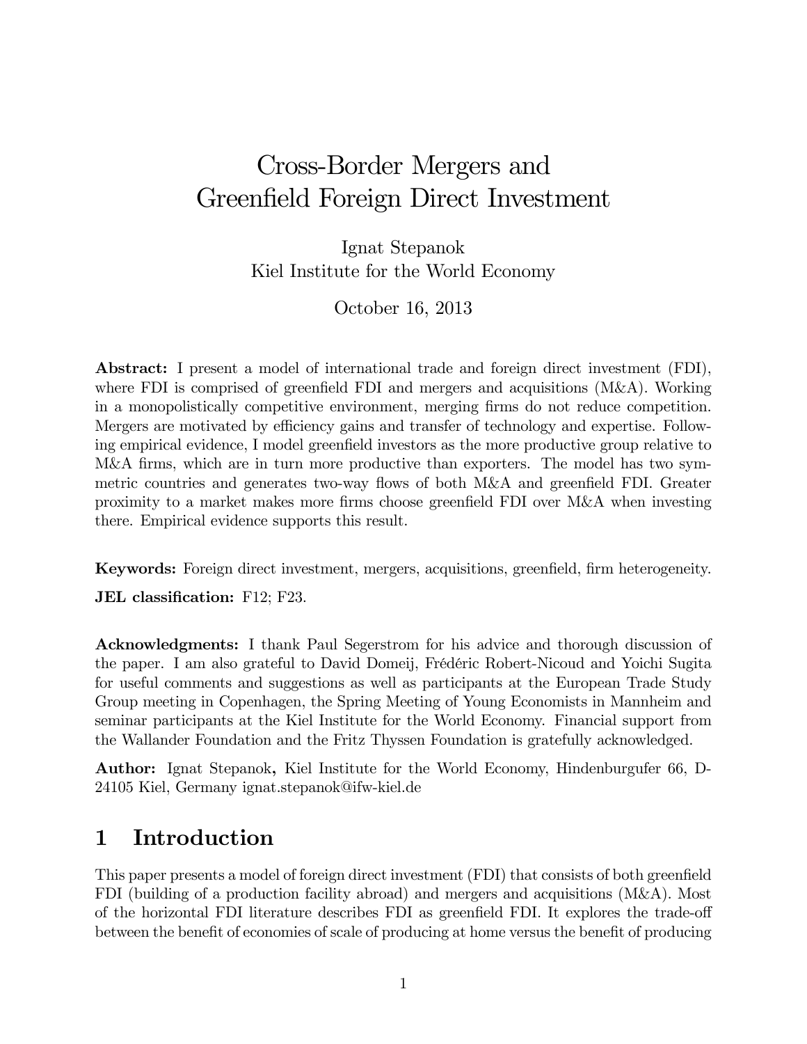# Cross-Border Mergers and Greenfield Foreign Direct Investment

Ignat Stepanok
Kiel Institute for the World Economy

October 16, 2013

**Abstract:** I present a model of international trade and foreign direct investment (FDI), where FDI is comprised of greenfield FDI and mergers and acquisitions (M&A). Working in a monopolistically competitive environment, merging firms do not reduce competition. Mergers are motivated by efficiency gains and transfer of technology and expertise. Following empirical evidence, I model greenfield investors as the more productive group relative to M&A firms, which are in turn more productive than exporters. The model has two symmetric countries and generates two-way flows of both M&A and greenfield FDI. Greater proximity to a market makes more firms choose greenfield FDI over M&A when investing there. Empirical evidence supports this result.

**Keywords:** Foreign direct investment, mergers, acquisitions, greenfield, firm heterogeneity.

**JEL classification:** F12; F23.

**Acknowledgments:** I thank Paul Segerstrom for his advice and thorough discussion of the paper. I am also grateful to David Domeij, Frédéric Robert-Nicoud and Yoichi Sugita for useful comments and suggestions as well as participants at the European Trade Study Group meeting in Copenhagen, the Spring Meeting of Young Economists in Mannheim and seminar participants at the Kiel Institute for the World Economy. Financial support from the Wallander Foundation and the Fritz Thyssen Foundation is gratefully acknowledged.

**Author:** Ignat Stepanok**,** Kiel Institute for the World Economy, Hindenburgufer 66, D-24105 Kiel, Germany ignat.stepanok@ifw-kiel.de

## 1 Introduction

This paper presents a model of foreign direct investment (FDI) that consists of both greenfield FDI (building of a production facility abroad) and mergers and acquisitions (M&A). Most of the horizontal FDI literature describes FDI as greenfield FDI. It explores the trade-off between the benefit of economies of scale of producing at home versus the benefit of producing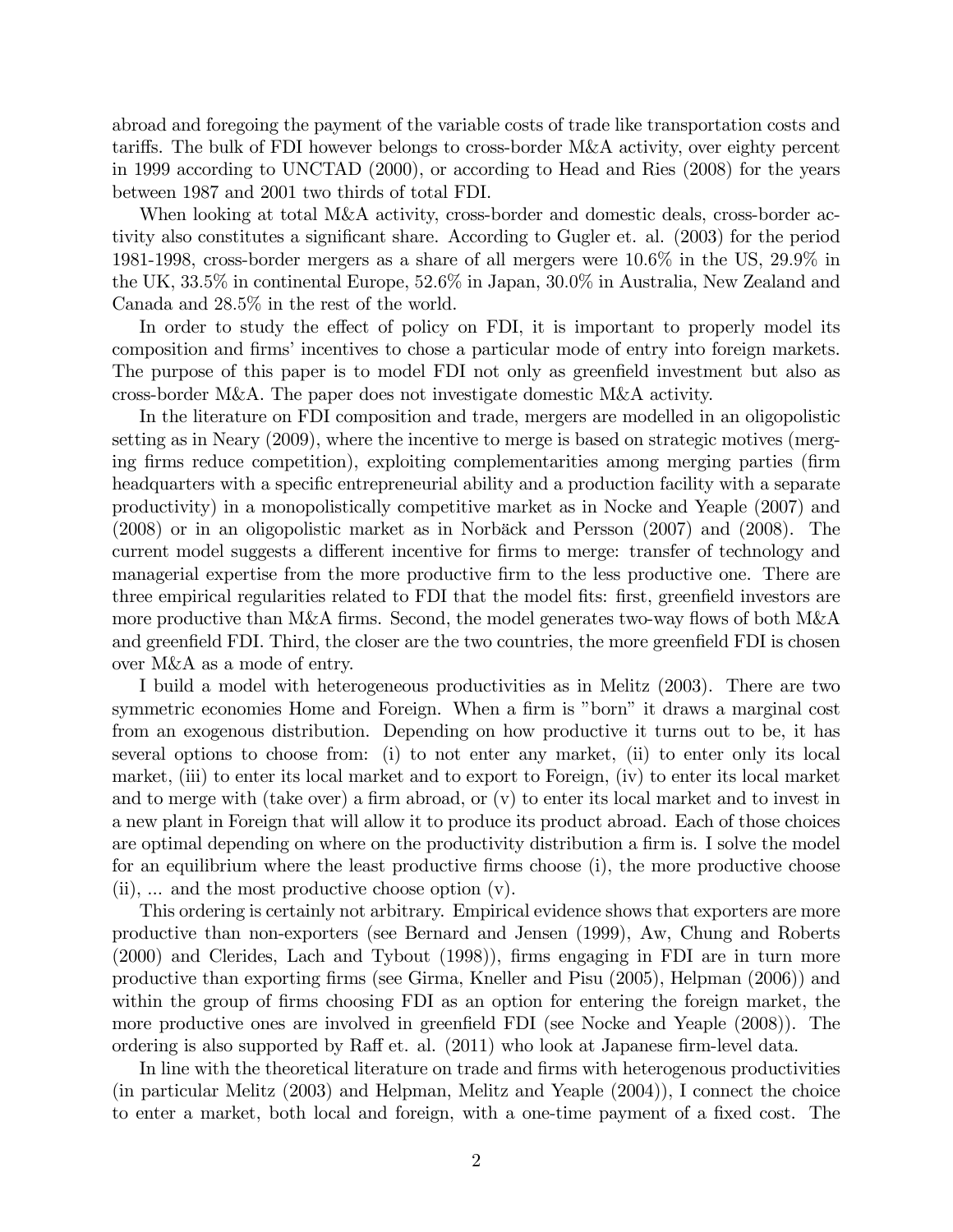abroad and foregoing the payment of the variable costs of trade like transportation costs and tariffs. The bulk of FDI however belongs to cross-border M&A activity, over eighty percent in 1999 according to UNCTAD (2000), or according to Head and Ries (2008) for the years between 1987 and 2001 two thirds of total FDI.

When looking at total M&A activity, cross-border and domestic deals, cross-border activity also constitutes a significant share. According to Gugler et. al. (2003) for the period 1981-1998, cross-border mergers as a share of all mergers were 10.6% in the US, 29.9% in the UK, 33.5% in continental Europe, 52.6% in Japan, 30.0% in Australia, New Zealand and Canada and 28.5% in the rest of the world.

In order to study the effect of policy on FDI, it is important to properly model its composition and firms' incentives to chose a particular mode of entry into foreign markets. The purpose of this paper is to model FDI not only as greenfield investment but also as cross-border M&A. The paper does not investigate domestic M&A activity.

In the literature on FDI composition and trade, mergers are modelled in an oligopolistic setting as in Neary (2009), where the incentive to merge is based on strategic motives (merging firms reduce competition), exploiting complementarities among merging parties (firm headquarters with a specific entrepreneurial ability and a production facility with a separate productivity) in a monopolistically competitive market as in Nocke and Yeaple (2007) and (2008) or in an oligopolistic market as in Norbäck and Persson (2007) and (2008). The current model suggests a different incentive for firms to merge: transfer of technology and managerial expertise from the more productive firm to the less productive one. There are three empirical regularities related to FDI that the model fits: first, greenfield investors are more productive than M&A firms. Second, the model generates two-way flows of both M&A and greenfield FDI. Third, the closer are the two countries, the more greenfield FDI is chosen over M&A as a mode of entry.

I build a model with heterogeneous productivities as in Melitz (2003). There are two symmetric economies Home and Foreign. When a firm is "born" it draws a marginal cost from an exogenous distribution. Depending on how productive it turns out to be, it has several options to choose from: (i) to not enter any market, (ii) to enter only its local market, (iii) to enter its local market and to export to Foreign, (iv) to enter its local market and to merge with (take over) a firm abroad, or (v) to enter its local market and to invest in a new plant in Foreign that will allow it to produce its product abroad. Each of those choices are optimal depending on where on the productivity distribution a firm is. I solve the model for an equilibrium where the least productive firms choose (i), the more productive choose (ii), ... and the most productive choose option (v).

This ordering is certainly not arbitrary. Empirical evidence shows that exporters are more productive than non-exporters (see Bernard and Jensen (1999), Aw, Chung and Roberts (2000) and Clerides, Lach and Tybout (1998)), firms engaging in FDI are in turn more productive than exporting firms (see Girma, Kneller and Pisu (2005), Helpman (2006)) and within the group of firms choosing FDI as an option for entering the foreign market, the more productive ones are involved in greenfield FDI (see Nocke and Yeaple (2008)). The ordering is also supported by Raff et. al. (2011) who look at Japanese firm-level data.

In line with the theoretical literature on trade and firms with heterogenous productivities (in particular Melitz (2003) and Helpman, Melitz and Yeaple (2004)), I connect the choice to enter a market, both local and foreign, with a one-time payment of a fixed cost. The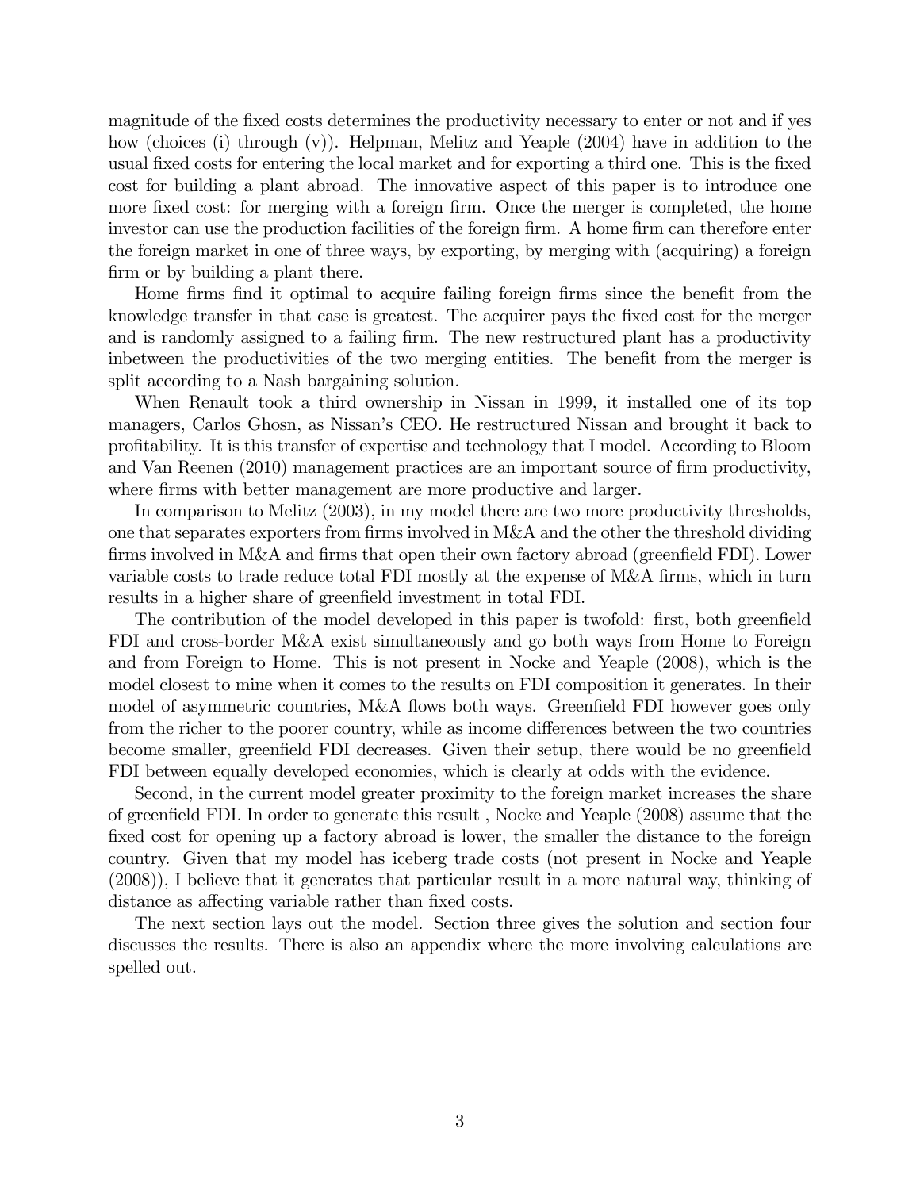magnitude of the fixed costs determines the productivity necessary to enter or not and if yes how (choices (i) through (v)). Helpman, Melitz and Yeaple (2004) have in addition to the usual fixed costs for entering the local market and for exporting a third one. This is the fixed cost for building a plant abroad. The innovative aspect of this paper is to introduce one more fixed cost: for merging with a foreign firm. Once the merger is completed, the home investor can use the production facilities of the foreign firm. A home firm can therefore enter the foreign market in one of three ways, by exporting, by merging with (acquiring) a foreign firm or by building a plant there.

Home firms find it optimal to acquire failing foreign firms since the benefit from the knowledge transfer in that case is greatest. The acquirer pays the fixed cost for the merger and is randomly assigned to a failing firm. The new restructured plant has a productivity inbetween the productivities of the two merging entities. The benefit from the merger is split according to a Nash bargaining solution.

When Renault took a third ownership in Nissan in 1999, it installed one of its top managers, Carlos Ghosn, as Nissan's CEO. He restructured Nissan and brought it back to profitability. It is this transfer of expertise and technology that I model. According to Bloom and Van Reenen (2010) management practices are an important source of firm productivity, where firms with better management are more productive and larger.

In comparison to Melitz (2003), in my model there are two more productivity thresholds, one that separates exporters from firms involved in M&A and the other the threshold dividing firms involved in M&A and firms that open their own factory abroad (greenfield FDI). Lower variable costs to trade reduce total FDI mostly at the expense of M&A firms, which in turn results in a higher share of greenfield investment in total FDI.

The contribution of the model developed in this paper is twofold: first, both greenfield FDI and cross-border M&A exist simultaneously and go both ways from Home to Foreign and from Foreign to Home. This is not present in Nocke and Yeaple (2008), which is the model closest to mine when it comes to the results on FDI composition it generates. In their model of asymmetric countries, M&A flows both ways. Greenfield FDI however goes only from the richer to the poorer country, while as income differences between the two countries become smaller, greenfield FDI decreases. Given their setup, there would be no greenfield FDI between equally developed economies, which is clearly at odds with the evidence.

Second, in the current model greater proximity to the foreign market increases the share of greenfield FDI. In order to generate this result , Nocke and Yeaple (2008) assume that the fixed cost for opening up a factory abroad is lower, the smaller the distance to the foreign country. Given that my model has iceberg trade costs (not present in Nocke and Yeaple (2008)), I believe that it generates that particular result in a more natural way, thinking of distance as affecting variable rather than fixed costs.

The next section lays out the model. Section three gives the solution and section four discusses the results. There is also an appendix where the more involving calculations are spelled out.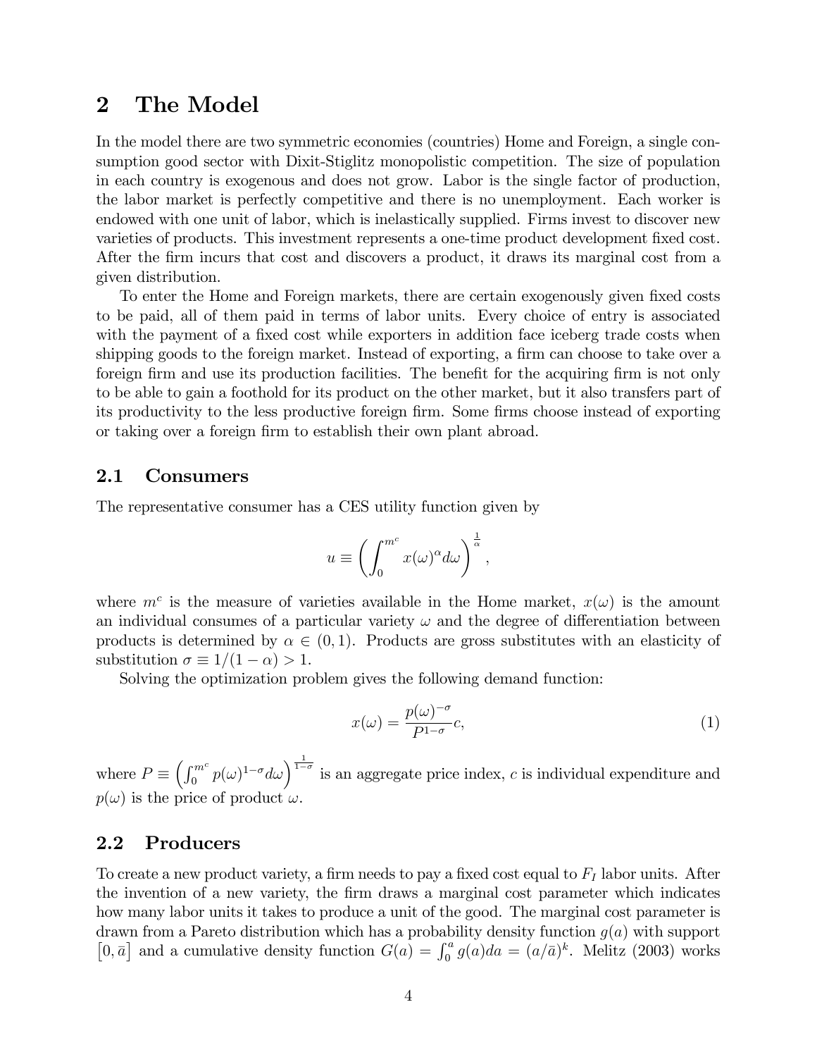# 2 The Model

In the model there are two symmetric economies (countries) Home and Foreign, a single consumption good sector with Dixit-Stiglitz monopolistic competition. The size of population in each country is exogenous and does not grow. Labor is the single factor of production, the labor market is perfectly competitive and there is no unemployment. Each worker is endowed with one unit of labor, which is inelastically supplied. Firms invest to discover new varieties of products. This investment represents a one-time product development fixed cost. After the firm incurs that cost and discovers a product, it draws its marginal cost from a given distribution.

To enter the Home and Foreign markets, there are certain exogenously given fixed costs to be paid, all of them paid in terms of labor units. Every choice of entry is associated with the payment of a fixed cost while exporters in addition face iceberg trade costs when shipping goods to the foreign market. Instead of exporting, a firm can choose to take over a foreign firm and use its production facilities. The benefit for the acquiring firm is not only to be able to gain a foothold for its product on the other market, but it also transfers part of its productivity to the less productive foreign firm. Some firms choose instead of exporting or taking over a foreign firm to establish their own plant abroad.

## 2.1 Consumers

The representative consumer has a CES utility function given by

$$u \equiv \left( \int_0^{m^c} x(\omega)^\alpha d\omega \right)^{\frac{1}{\alpha}},$$

where $m^c$ is the measure of varieties available in the Home market, $x(\omega)$ is the amount an individual consumes of a particular variety $\omega$ and the degree of differentiation between products is determined by $\alpha \in (0, 1)$. Products are gross substitutes with an elasticity of substitution $\sigma \equiv 1/(1-\alpha) > 1$.

Solving the optimization problem gives the following demand function:

$$x(\omega) = \frac{p(\omega)^{-\sigma}}{P^{1-\sigma}} c, \tag{1}$$

where $P \equiv \left( \int_0^{m^c} p(\omega)^{1-\sigma} d\omega \right)^{\frac{1}{1-\sigma}}$ is an aggregate price index, $c$ is individual expenditure and $p(\omega)$ is the price of product $\omega$.

## 2.2 Producers

To create a new product variety, a firm needs to pay a fixed cost equal to $F_I$ labor units. After the invention of a new variety, the firm draws a marginal cost parameter which indicates how many labor units it takes to produce a unit of the good. The marginal cost parameter is drawn from a Pareto distribution which has a probability density function $g(a)$ with support $[0, \bar{a}]$ and a cumulative density function $G(a) = \int_0^a g(a)da = (a/\bar{a})^k$. Melitz (2003) works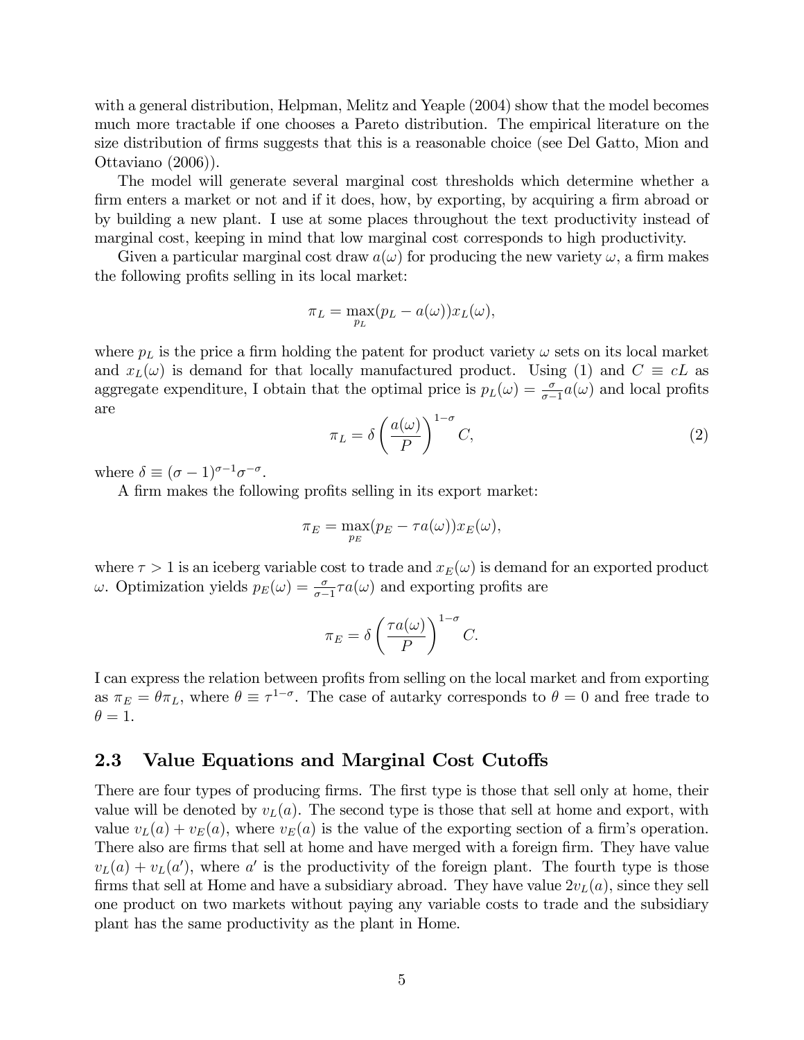with a general distribution, Helpman, Melitz and Yeaple (2004) show that the model becomes much more tractable if one chooses a Pareto distribution. The empirical literature on the size distribution of firms suggests that this is a reasonable choice (see Del Gatto, Mion and Ottaviano (2006)).

The model will generate several marginal cost thresholds which determine whether a firm enters a market or not and if it does, how, by exporting, by acquiring a firm abroad or by building a new plant. I use at some places throughout the text productivity instead of marginal cost, keeping in mind that low marginal cost corresponds to high productivity.

Given a particular marginal cost draw $a(\omega)$ for producing the new variety $\omega$, a firm makes the following profits selling in its local market:

$$\pi_L = \max_{p_L}(p_L - a(\omega))x_L(\omega),$$

where $p_L$ is the price a firm holding the patent for product variety $\omega$ sets on its local market and $x_L(\omega)$ is demand for that locally manufactured product. Using (1) and $C \equiv cL$ as aggregate expenditure, I obtain that the optimal price is $p_L(\omega) = \frac{\sigma}{\sigma-1}a(\omega)$ and local profits are

$$\pi_L = \delta \left(\frac{a(\omega)}{P}\right)^{1-\sigma} C, \tag{2}$$

where $\delta \equiv (\sigma - 1)^{\sigma-1}\sigma^{-\sigma}$.

A firm makes the following profits selling in its export market:

$$\pi_E = \max_{p_E}(p_E - \tau a(\omega))x_E(\omega),$$

where $\tau > 1$ is an iceberg variable cost to trade and $x_E(\omega)$ is demand for an exported product $\omega$. Optimization yields $p_E(\omega) = \frac{\sigma}{\sigma-1}\tau a(\omega)$ and exporting profits are

$$\pi_E = \delta \left(\frac{\tau a(\omega)}{P}\right)^{1-\sigma} C.$$

I can express the relation between profits from selling on the local market and from exporting as $\pi_E = \theta\pi_L$, where $\theta \equiv \tau^{1-\sigma}$. The case of autarky corresponds to $\theta = 0$ and free trade to $\theta = 1$.

## 2.3 Value Equations and Marginal Cost Cutoffs

There are four types of producing firms. The first type is those that sell only at home, their value will be denoted by $v_L(a)$. The second type is those that sell at home and export, with value $v_L(a) + v_E(a)$, where $v_E(a)$ is the value of the exporting section of a firm's operation. There also are firms that sell at home and have merged with a foreign firm. They have value $v_L(a) + v_L(a')$, where $a'$ is the productivity of the foreign plant. The fourth type is those firms that sell at Home and have a subsidiary abroad. They have value $2v_L(a)$, since they sell one product on two markets without paying any variable costs to trade and the subsidiary plant has the same productivity as the plant in Home.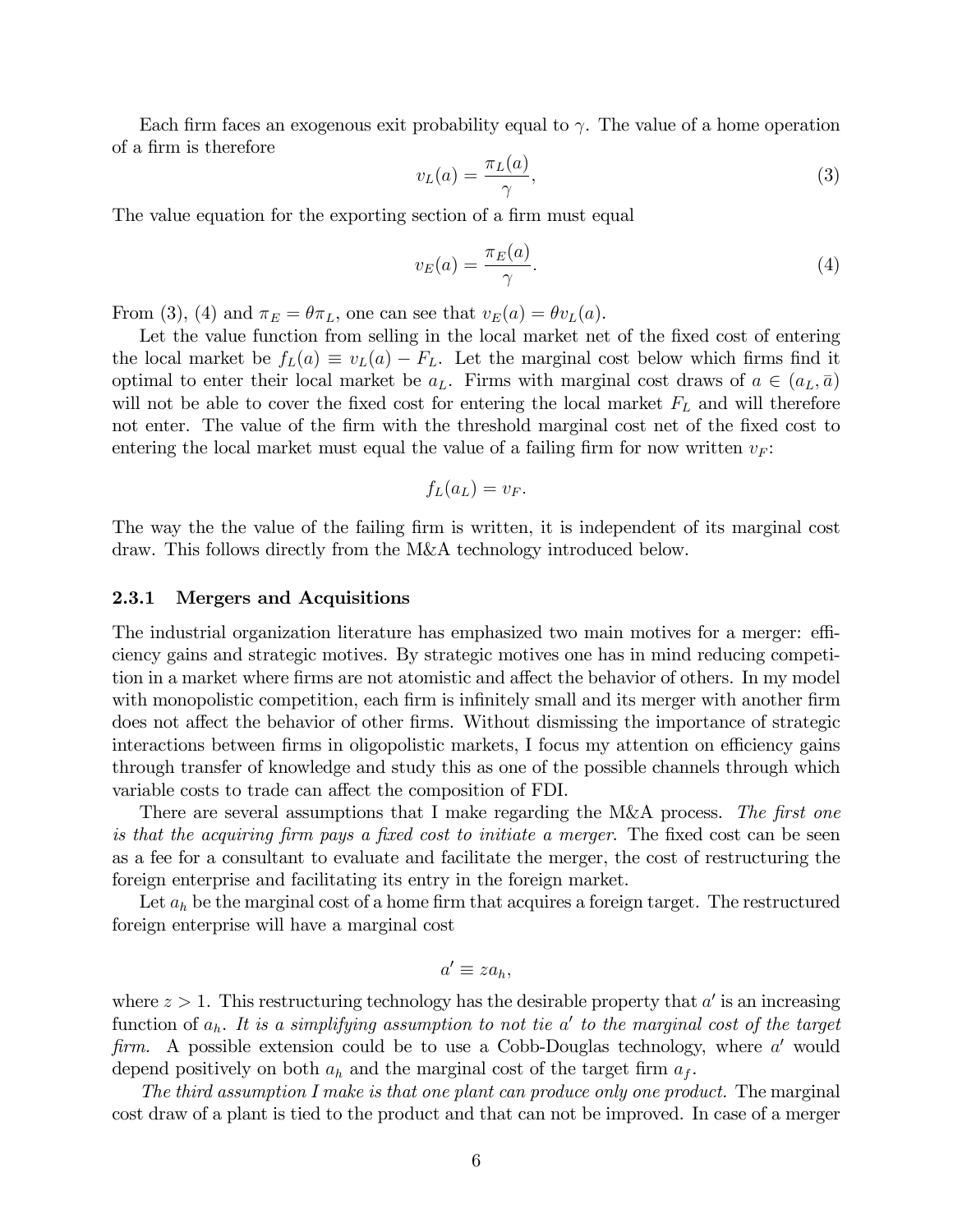Each firm faces an exogenous exit probability equal to $\gamma$. The value of a home operation of a firm is therefore

$$v_L(a) = \frac{\pi_L(a)}{\gamma}, \tag{3}$$

The value equation for the exporting section of a firm must equal

$$v_E(a) = \frac{\pi_E(a)}{\gamma}. \tag{4}$$

From (3), (4) and $\pi_E = \theta \pi_L$, one can see that $v_E(a) = \theta v_L(a)$.

Let the value function from selling in the local market net of the fixed cost of entering the local market be $f_L(a) \equiv v_L(a) - F_L$. Let the marginal cost below which firms find it optimal to enter their local market be $a_L$. Firms with marginal cost draws of $a \in (a_L, \bar{a})$ will not be able to cover the fixed cost for entering the local market $F_L$ and will therefore not enter. The value of the firm with the threshold marginal cost net of the fixed cost to entering the local market must equal the value of a failing firm for now written $v_F$:

$$f_L(a_L) = v_F.$$

The way the the value of the failing firm is written, it is independent of its marginal cost draw. This follows directly from the M&A technology introduced below.

### 2.3.1 Mergers and Acquisitions

The industrial organization literature has emphasized two main motives for a merger: efficiency gains and strategic motives. By strategic motives one has in mind reducing competition in a market where firms are not atomistic and affect the behavior of others. In my model with monopolistic competition, each firm is infinitely small and its merger with another firm does not affect the behavior of other firms. Without dismissing the importance of strategic interactions between firms in oligopolistic markets, I focus my attention on efficiency gains through transfer of knowledge and study this as one of the possible channels through which variable costs to trade can affect the composition of FDI.

There are several assumptions that I make regarding the M&A process. *The first one is that the acquiring firm pays a fixed cost to initiate a merger*. The fixed cost can be seen as a fee for a consultant to evaluate and facilitate the merger, the cost of restructuring the foreign enterprise and facilitating its entry in the foreign market.

Let $a_h$ be the marginal cost of a home firm that acquires a foreign target. The restructured foreign enterprise will have a marginal cost

$$a' \equiv z a_h,$$

where $z > 1$. This restructuring technology has the desirable property that $a'$ is an increasing function of $a_h$. *It is a simplifying assumption to not tie $a'$ to the marginal cost of the target firm.* A possible extension could be to use a Cobb-Douglas technology, where $a'$ would depend positively on both $a_h$ and the marginal cost of the target firm $a_f$.

*The third assumption I make is that one plant can produce only one product.* The marginal cost draw of a plant is tied to the product and that can not be improved. In case of a merger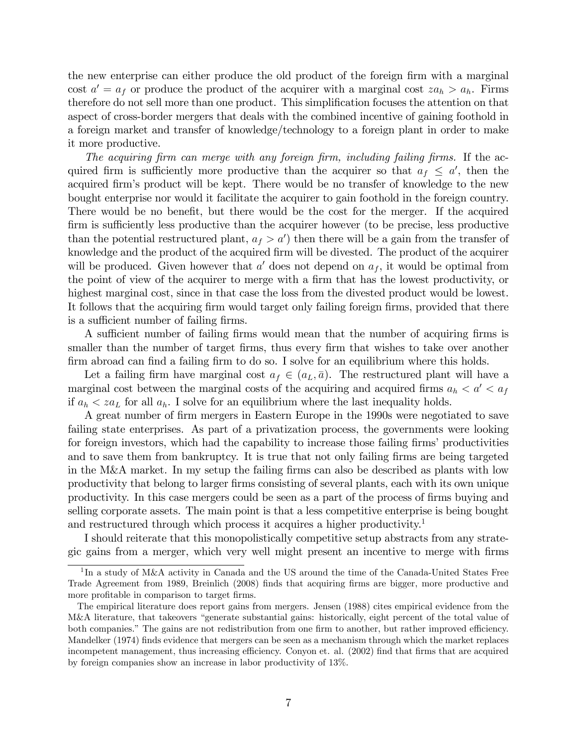the new enterprise can either produce the old product of the foreign firm with a marginal cost $a' = a_f$ or produce the product of the acquirer with a marginal cost $za_h > a_h$. Firms therefore do not sell more than one product. This simplification focuses the attention on that aspect of cross-border mergers that deals with the combined incentive of gaining foothold in a foreign market and transfer of knowledge/technology to a foreign plant in order to make it more productive.

*The acquiring firm can merge with any foreign firm, including failing firms.* If the acquired firm is sufficiently more productive than the acquirer so that $a_f \leq a'$, then the acquired firm's product will be kept. There would be no transfer of knowledge to the new bought enterprise nor would it facilitate the acquirer to gain foothold in the foreign country. There would be no benefit, but there would be the cost for the merger. If the acquired firm is sufficiently less productive than the acquirer however (to be precise, less productive than the potential restructured plant, $a_f > a'$) then there will be a gain from the transfer of knowledge and the product of the acquired firm will be divested. The product of the acquirer will be produced. Given however that $a'$ does not depend on $a_f$, it would be optimal from the point of view of the acquirer to merge with a firm that has the lowest productivity, or highest marginal cost, since in that case the loss from the divested product would be lowest. It follows that the acquiring firm would target only failing foreign firms, provided that there is a sufficient number of failing firms.

A sufficient number of failing firms would mean that the number of acquiring firms is smaller than the number of target firms, thus every firm that wishes to take over another firm abroad can find a failing firm to do so. I solve for an equilibrium where this holds.

Let a failing firm have marginal cost $a_f \in (a_L, \bar{a})$. The restructured plant will have a marginal cost between the marginal costs of the acquiring and acquired firms $a_h < a' < a_f$ if $a_h < za_L$ for all $a_h$. I solve for an equilibrium where the last inequality holds.

A great number of firm mergers in Eastern Europe in the 1990s were negotiated to save failing state enterprises. As part of a privatization process, the governments were looking for foreign investors, which had the capability to increase those failing firms' productivities and to save them from bankruptcy. It is true that not only failing firms are being targeted in the M&A market. In my setup the failing firms can also be described as plants with low productivity that belong to larger firms consisting of several plants, each with its own unique productivity. In this case mergers could be seen as a part of the process of firms buying and selling corporate assets. The main point is that a less competitive enterprise is being bought and restructured through which process it acquires a higher productivity.[1]

I should reiterate that this monopolistically competitive setup abstracts from any strategic gains from a merger, which very well might present an incentive to merge with firms

[1] In a study of M&A activity in Canada and the US around the time of the Canada-United States Free Trade Agreement from 1989, Breinlich (2008) finds that acquiring firms are bigger, more productive and more profitable in comparison to target firms.

The empirical literature does report gains from mergers. Jensen (1988) cites empirical evidence from the M&A literature, that takeovers "generate substantial gains: historically, eight percent of the total value of both companies." The gains are not redistribution from one firm to another, but rather improved efficiency. Mandelker (1974) finds evidence that mergers can be seen as a mechanism through which the market replaces incompetent management, thus increasing efficiency. Conyon et. al. (2002) find that firms that are acquired by foreign companies show an increase in labor productivity of 13%.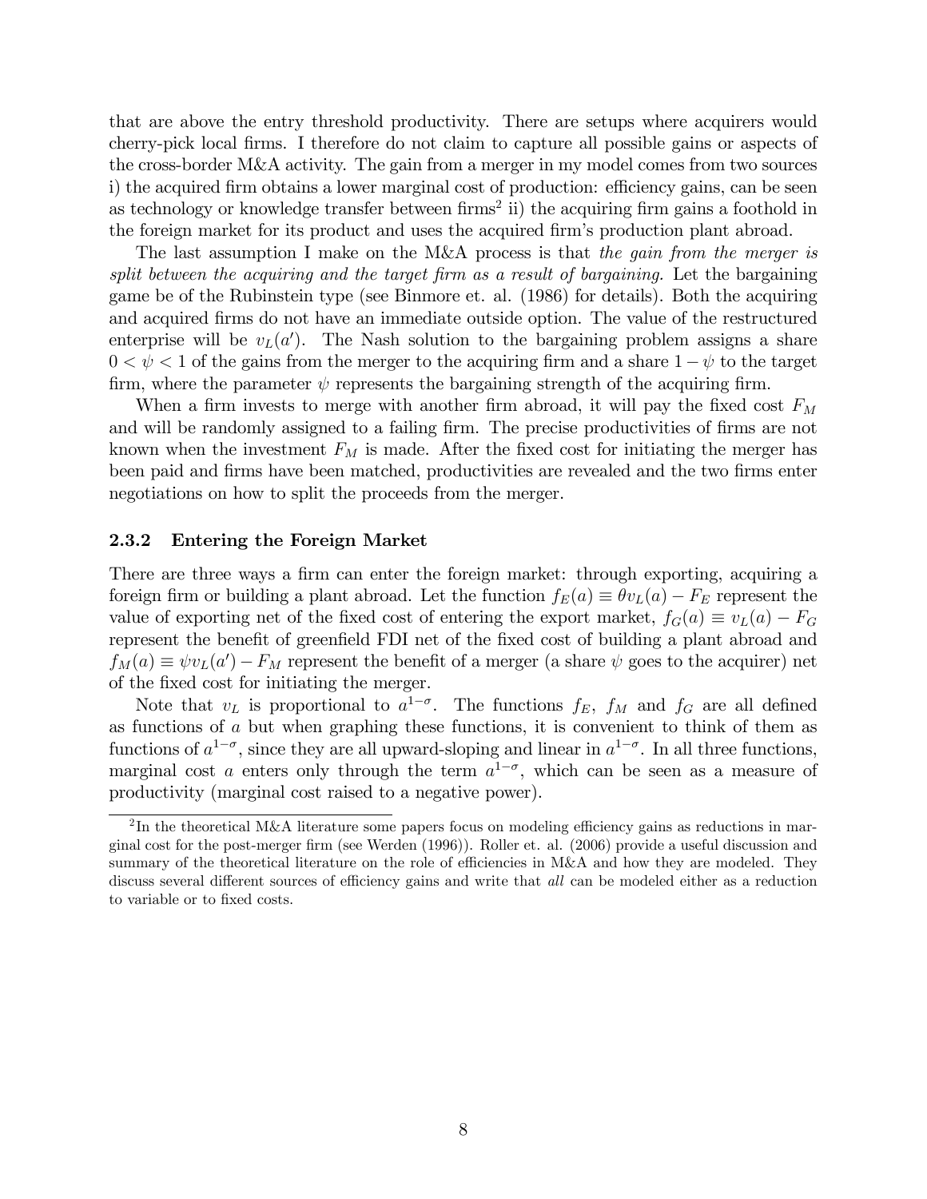that are above the entry threshold productivity. There are setups where acquirers would cherry-pick local firms. I therefore do not claim to capture all possible gains or aspects of the cross-border M&A activity. The gain from a merger in my model comes from two sources i) the acquired firm obtains a lower marginal cost of production: efficiency gains, can be seen as technology or knowledge transfer between firms[2] ii) the acquiring firm gains a foothold in the foreign market for its product and uses the acquired firm's production plant abroad.

The last assumption I make on the M&A process is that *the gain from the merger is split between the acquiring and the target firm as a result of bargaining.* Let the bargaining game be of the Rubinstein type (see Binmore et. al. (1986) for details). Both the acquiring and acquired firms do not have an immediate outside option. The value of the restructured enterprise will be $v_L(a')$. The Nash solution to the bargaining problem assigns a share $0 < \psi < 1$ of the gains from the merger to the acquiring firm and a share $1 - \psi$ to the target firm, where the parameter $\psi$ represents the bargaining strength of the acquiring firm.

When a firm invests to merge with another firm abroad, it will pay the fixed cost $F_M$ and will be randomly assigned to a failing firm. The precise productivities of firms are not known when the investment $F_M$ is made. After the fixed cost for initiating the merger has been paid and firms have been matched, productivities are revealed and the two firms enter negotiations on how to split the proceeds from the merger.

### 2.3.2 Entering the Foreign Market

There are three ways a firm can enter the foreign market: through exporting, acquiring a foreign firm or building a plant abroad. Let the function $f_E(a) \equiv \theta v_L(a) - F_E$ represent the value of exporting net of the fixed cost of entering the export market, $f_G(a) \equiv v_L(a) - F_G$ represent the benefit of greenfield FDI net of the fixed cost of building a plant abroad and $f_M(a) \equiv \psi v_L(a') - F_M$ represent the benefit of a merger (a share $\psi$ goes to the acquirer) net of the fixed cost for initiating the merger.

Note that $v_L$ is proportional to $a^{1-\sigma}$. The functions $f_E$, $f_M$ and $f_G$ are all defined as functions of $a$ but when graphing these functions, it is convenient to think of them as functions of $a^{1-\sigma}$, since they are all upward-sloping and linear in $a^{1-\sigma}$. In all three functions, marginal cost $a$ enters only through the term $a^{1-\sigma}$, which can be seen as a measure of productivity (marginal cost raised to a negative power).

[2] In the theoretical M&A literature some papers focus on modeling efficiency gains as reductions in marginal cost for the post-merger firm (see Werden (1996)). Roller et. al. (2006) provide a useful discussion and summary of the theoretical literature on the role of efficiencies in M&A and how they are modeled. They discuss several different sources of efficiency gains and write that *all* can be modeled either as a reduction to variable or to fixed costs.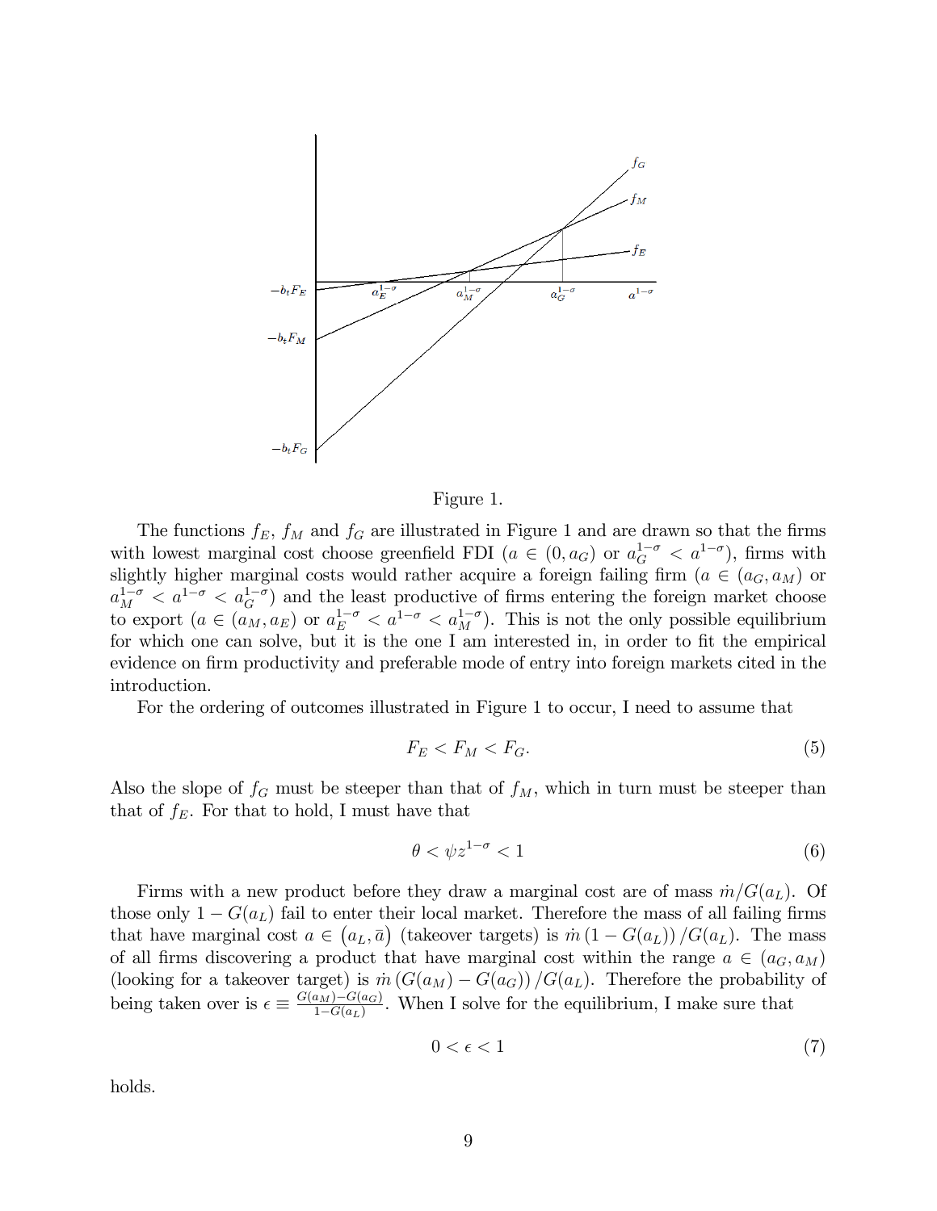Figure 1.

The functions $f_E$, $f_M$ and $f_G$ are illustrated in Figure 1 and are drawn so that the firms with lowest marginal cost choose greenfield FDI ($a \in (0, a_G)$ or $a_G^{1-\sigma} < a^{1-\sigma}$), firms with slightly higher marginal costs would rather acquire a foreign failing firm ($a \in (a_G, a_M)$ or $a_M^{1-\sigma} < a^{1-\sigma} < a_G^{1-\sigma}$) and the least productive of firms entering the foreign market choose to export ($a \in (a_M, a_E)$ or $a_E^{1-\sigma} < a^{1-\sigma} < a_M^{1-\sigma}$). This is not the only possible equilibrium for which one can solve, but it is the one I am interested in, in order to fit the empirical evidence on firm productivity and preferable mode of entry into foreign markets cited in the introduction.

For the ordering of outcomes illustrated in Figure 1 to occur, I need to assume that

$$F_E < F_M < F_G. \tag{5}$$

Also the slope of $f_G$ must be steeper than that of $f_M$, which in turn must be steeper than that of $f_E$. For that to hold, I must have that

$$\theta < \psi z^{1-\sigma} < 1 \tag{6}$$

Firms with a new product before they draw a marginal cost are of mass $\dot{m}/G(a_L)$. Of those only $1 - G(a_L)$ fail to enter their local market. Therefore the mass of all failing firms that have marginal cost $a \in (a_L, \bar{a})$ (takeover targets) is $\dot{m}\,(1 - G(a_L))\,/G(a_L)$. The mass of all firms discovering a product that have marginal cost within the range $a \in (a_G, a_M)$ (looking for a takeover target) is $\dot{m}\,(G(a_M) - G(a_G))\,/G(a_L)$. Therefore the probability of being taken over is $\epsilon \equiv \frac{G(a_M)-G(a_G)}{1-G(a_L)}$. When I solve for the equilibrium, I make sure that

$$0 < \epsilon < 1 \tag{7}$$

holds.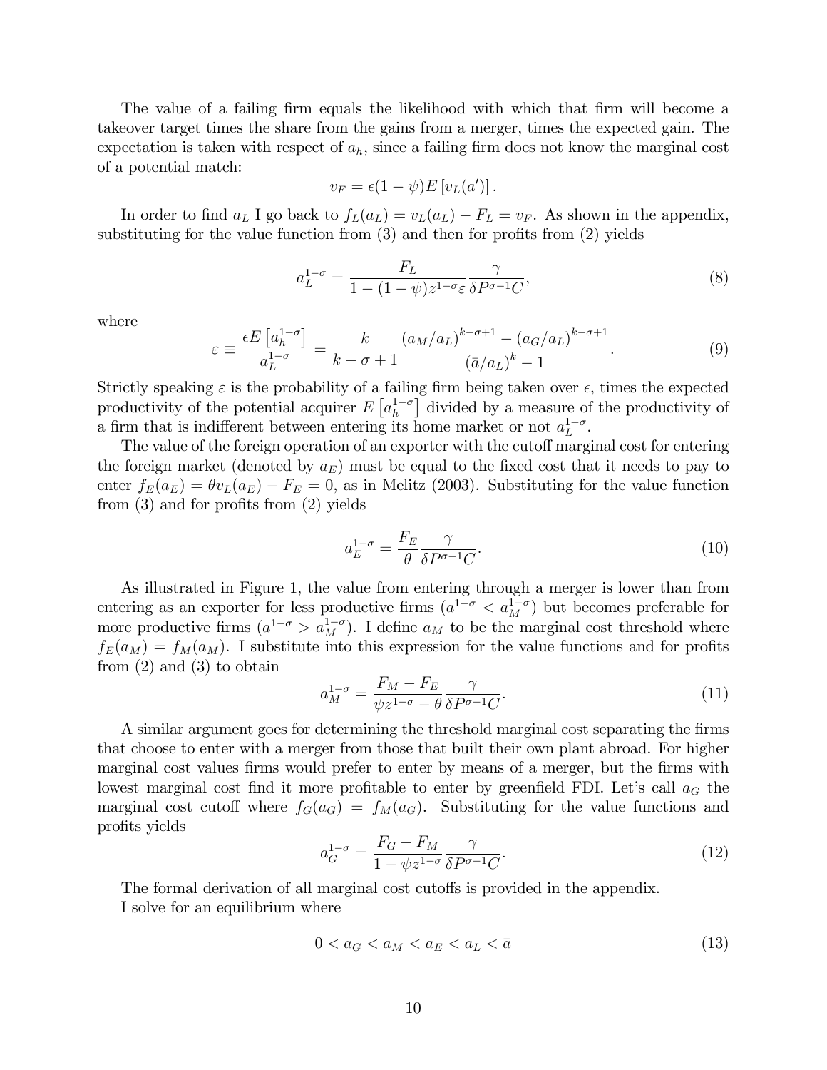The value of a failing firm equals the likelihood with which that firm will become a takeover target times the share from the gains from a merger, times the expected gain. The expectation is taken with respect of $a_h$, since a failing firm does not know the marginal cost of a potential match:

$$v_F = \epsilon(1-\psi)E\left[v_L(a')\right].$$

In order to find $a_L$ I go back to $f_L(a_L) = v_L(a_L) - F_L = v_F$. As shown in the appendix, substituting for the value function from (3) and then for profits from (2) yields

$$a_L^{1-\sigma} = \frac{F_L}{1-(1-\psi)z^{1-\sigma}\varepsilon}\frac{\gamma}{\delta P^{\sigma-1}C}, \tag{8}$$

where

$$\varepsilon \equiv \frac{\epsilon E\left[a_h^{1-\sigma}\right]}{a_L^{1-\sigma}} = \frac{k}{k-\sigma+1}\frac{\left(a_M/a_L\right)^{k-\sigma+1} - \left(a_G/a_L\right)^{k-\sigma+1}}{\left(\bar{a}/a_L\right)^{k} - 1}. \tag{9}$$

Strictly speaking $\varepsilon$ is the probability of a failing firm being taken over $\epsilon$, times the expected productivity of the potential acquirer $E\left[a_h^{1-\sigma}\right]$ divided by a measure of the productivity of a firm that is indifferent between entering its home market or not $a_L^{1-\sigma}$.

The value of the foreign operation of an exporter with the cutoff marginal cost for entering the foreign market (denoted by $a_E$) must be equal to the fixed cost that it needs to pay to enter $f_E(a_E) = \theta v_L(a_E) - F_E = 0$, as in Melitz (2003). Substituting for the value function from (3) and for profits from (2) yields

$$a_E^{1-\sigma} = \frac{F_E}{\theta}\frac{\gamma}{\delta P^{\sigma-1}C}. \tag{10}$$

As illustrated in Figure 1, the value from entering through a merger is lower than from entering as an exporter for less productive firms ($a^{1-\sigma} < a_M^{1-\sigma}$) but becomes preferable for more productive firms ($a^{1-\sigma} > a_M^{1-\sigma}$). I define $a_M$ to be the marginal cost threshold where $f_E(a_M) = f_M(a_M)$. I substitute into this expression for the value functions and for profits from (2) and (3) to obtain

$$a_M^{1-\sigma} = \frac{F_M - F_E}{\psi z^{1-\sigma} - \theta}\frac{\gamma}{\delta P^{\sigma-1}C}. \tag{11}$$

A similar argument goes for determining the threshold marginal cost separating the firms that choose to enter with a merger from those that built their own plant abroad. For higher marginal cost values firms would prefer to enter by means of a merger, but the firms with lowest marginal cost find it more profitable to enter by greenfield FDI. Let's call $a_G$ the marginal cost cutoff where $f_G(a_G) = f_M(a_G)$. Substituting for the value functions and profits yields

$$a_G^{1-\sigma} = \frac{F_G - F_M}{1 - \psi z^{1-\sigma}}\frac{\gamma}{\delta P^{\sigma-1}C}. \tag{12}$$

The formal derivation of all marginal cost cutoffs is provided in the appendix.

I solve for an equilibrium where

$$0 < a_G < a_M < a_E < a_L < \bar{a} \tag{13}$$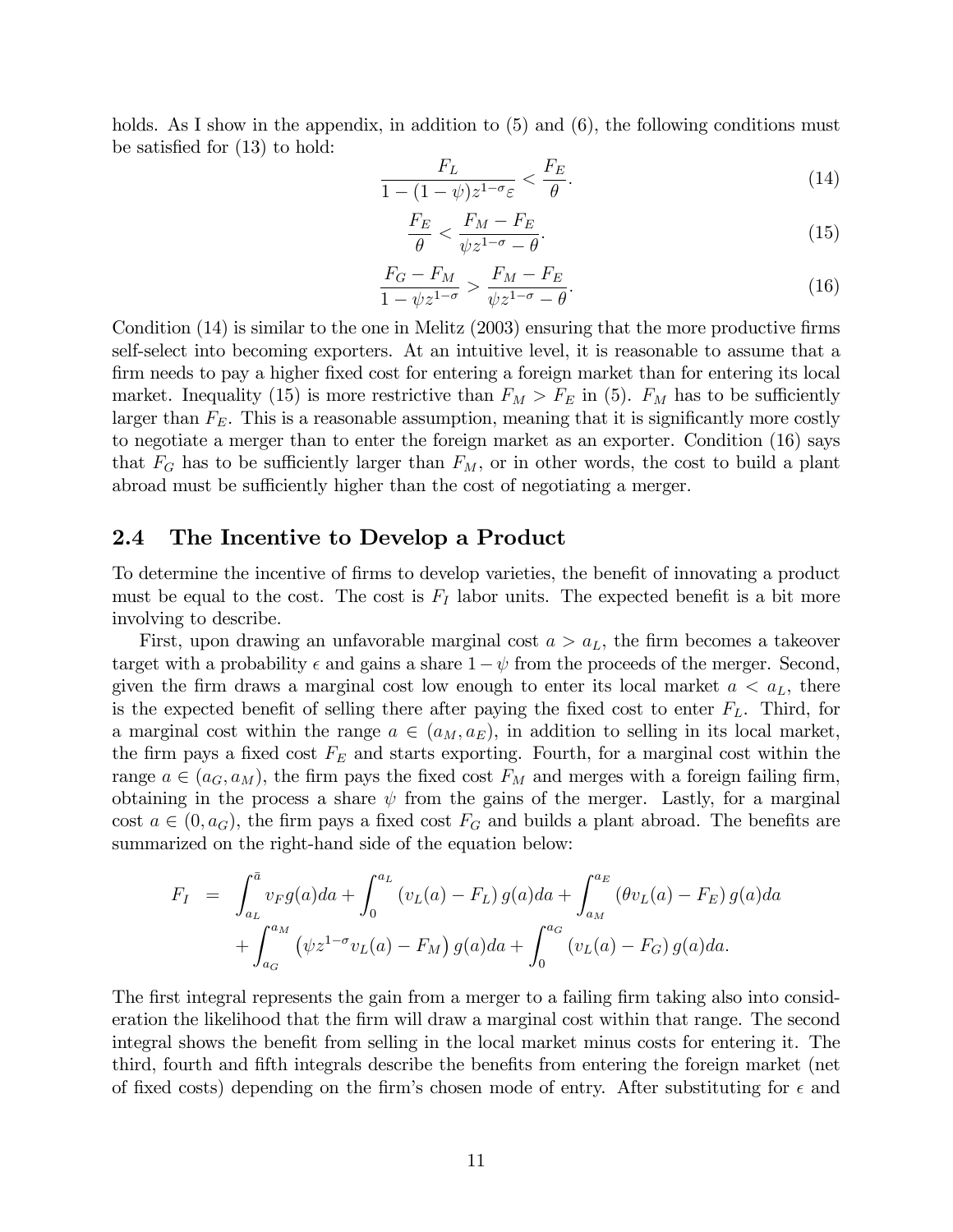holds. As I show in the appendix, in addition to (5) and (6), the following conditions must be satisfied for (13) to hold:

$$\frac{F_L}{1-(1-\psi)z^{1-\sigma}\varepsilon} < \frac{F_E}{\theta}. \tag{14}$$

$$\frac{F_E}{\theta} < \frac{F_M - F_E}{\psi z^{1-\sigma} - \theta}. \tag{15}$$

$$\frac{F_G - F_M}{1-\psi z^{1-\sigma}} > \frac{F_M - F_E}{\psi z^{1-\sigma} - \theta}. \tag{16}$$

Condition (14) is similar to the one in Melitz (2003) ensuring that the more productive firms self-select into becoming exporters. At an intuitive level, it is reasonable to assume that a firm needs to pay a higher fixed cost for entering a foreign market than for entering its local market. Inequality (15) is more restrictive than $F_M > F_E$ in (5). $F_M$ has to be sufficiently larger than $F_E$. This is a reasonable assumption, meaning that it is significantly more costly to negotiate a merger than to enter the foreign market as an exporter. Condition (16) says that $F_G$ has to be sufficiently larger than $F_M$, or in other words, the cost to build a plant abroad must be sufficiently higher than the cost of negotiating a merger.

## 2.4 The Incentive to Develop a Product

To determine the incentive of firms to develop varieties, the benefit of innovating a product must be equal to the cost. The cost is $F_I$ labor units. The expected benefit is a bit more involving to describe.

First, upon drawing an unfavorable marginal cost $a > a_L$, the firm becomes a takeover target with a probability $\epsilon$ and gains a share $1-\psi$ from the proceeds of the merger. Second, given the firm draws a marginal cost low enough to enter its local market $a < a_L$, there is the expected benefit of selling there after paying the fixed cost to enter $F_L$. Third, for a marginal cost within the range $a \in (a_M, a_E)$, in addition to selling in its local market, the firm pays a fixed cost $F_E$ and starts exporting. Fourth, for a marginal cost within the range $a \in (a_G, a_M)$, the firm pays the fixed cost $F_M$ and merges with a foreign failing firm, obtaining in the process a share $\psi$ from the gains of the merger. Lastly, for a marginal cost $a \in (0, a_G)$, the firm pays a fixed cost $F_G$ and builds a plant abroad. The benefits are summarized on the right-hand side of the equation below:

$$\begin{aligned} F_I &= \int_{a_L}^{\bar{a}} v_F g(a)da + \int_0^{a_L} \left(v_L(a) - F_L\right) g(a)da + \int_{a_M}^{a_E} \left(\theta v_L(a) - F_E\right) g(a)da \\ &\quad + \int_{a_G}^{a_M} \left(\psi z^{1-\sigma} v_L(a) - F_M\right) g(a)da + \int_0^{a_G} \left(v_L(a) - F_G\right) g(a)da. \end{aligned}$$

The first integral represents the gain from a merger to a failing firm taking also into consideration the likelihood that the firm will draw a marginal cost within that range. The second integral shows the benefit from selling in the local market minus costs for entering it. The third, fourth and fifth integrals describe the benefits from entering the foreign market (net of fixed costs) depending on the firm's chosen mode of entry. After substituting for $\epsilon$ and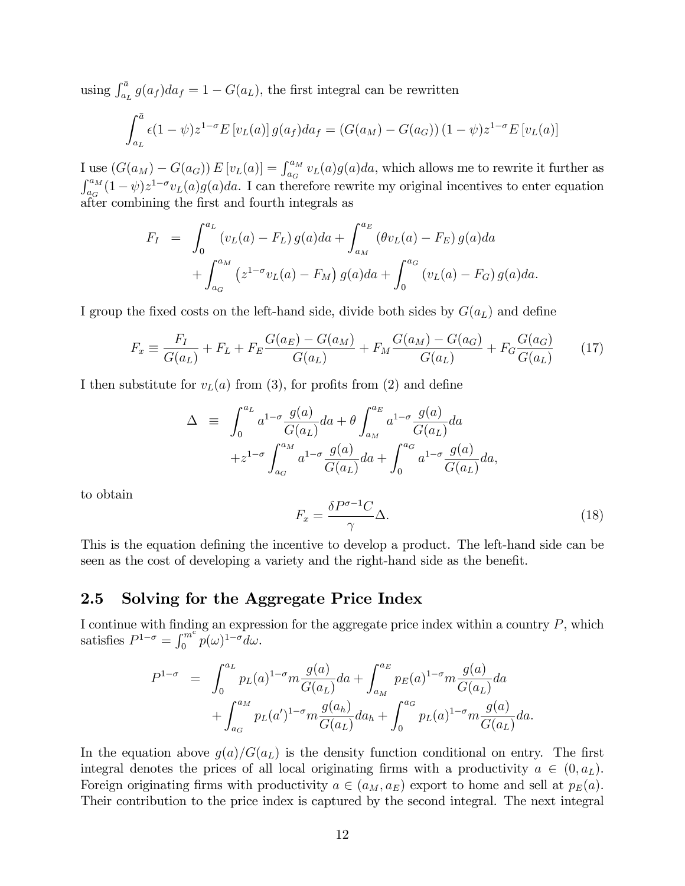using $\int_{a_L}^{\bar{a}} g(a_f)da_f = 1 - G(a_L)$, the first integral can be rewritten

$$\int_{a_L}^{\bar{a}} \epsilon(1-\psi)z^{1-\sigma}E\left[v_L(a)\right]g(a_f)da_f = \left(G(a_M) - G(a_G)\right)(1-\psi)z^{1-\sigma}E\left[v_L(a)\right]$$

I use $\left(G(a_M) - G(a_G)\right)E\left[v_L(a)\right] = \int_{a_G}^{a_M} v_L(a)g(a)da$, which allows me to rewrite it further as $\int_{a_G}^{a_M}(1-\psi)z^{1-\sigma}v_L(a)g(a)da$. I can therefore rewrite my original incentives to enter equation after combining the first and fourth integrals as

$$\begin{aligned} F_I &= \int_0^{a_L}\left(v_L(a) - F_L\right)g(a)da + \int_{a_M}^{a_E}\left(\theta v_L(a) - F_E\right)g(a)da \\ &\quad + \int_{a_G}^{a_M}\left(z^{1-\sigma}v_L(a) - F_M\right)g(a)da + \int_0^{a_G}\left(v_L(a) - F_G\right)g(a)da. \end{aligned}$$

I group the fixed costs on the left-hand side, divide both sides by $G(a_L)$ and define

$$F_x \equiv \frac{F_I}{G(a_L)} + F_L + F_E\frac{G(a_E) - G(a_M)}{G(a_L)} + F_M\frac{G(a_M) - G(a_G)}{G(a_L)} + F_G\frac{G(a_G)}{G(a_L)} \tag{17}$$

I then substitute for $v_L(a)$ from (3), for profits from (2) and define

$$\begin{aligned} \Delta &\equiv \int_0^{a_L} a^{1-\sigma}\frac{g(a)}{G(a_L)}da + \theta\int_{a_M}^{a_E} a^{1-\sigma}\frac{g(a)}{G(a_L)}da \\ &\quad + z^{1-\sigma}\int_{a_G}^{a_M} a^{1-\sigma}\frac{g(a)}{G(a_L)}da + \int_0^{a_G} a^{1-\sigma}\frac{g(a)}{G(a_L)}da, \end{aligned}$$

to obtain

$$F_x = \frac{\delta P^{\sigma-1}C}{\gamma}\Delta. \tag{18}$$

This is the equation defining the incentive to develop a product. The left-hand side can be seen as the cost of developing a variety and the right-hand side as the benefit.

## 2.5 Solving for the Aggregate Price Index

I continue with finding an expression for the aggregate price index within a country $P$, which satisfies $P^{1-\sigma} = \int_0^{m^c} p(\omega)^{1-\sigma}d\omega$.

$$\begin{aligned} P^{1-\sigma} &= \int_0^{a_L} p_L(a)^{1-\sigma}m\frac{g(a)}{G(a_L)}da + \int_{a_M}^{a_E} p_E(a)^{1-\sigma}m\frac{g(a)}{G(a_L)}da \\ &\quad + \int_{a_G}^{a_M} p_L(a')^{1-\sigma}m\frac{g(a_h)}{G(a_L)}da_h + \int_0^{a_G} p_L(a)^{1-\sigma}m\frac{g(a)}{G(a_L)}da. \end{aligned}$$

In the equation above $g(a)/G(a_L)$ is the density function conditional on entry. The first integral denotes the prices of all local originating firms with a productivity $a \in (0, a_L)$. Foreign originating firms with productivity $a \in (a_M, a_E)$ export to home and sell at $p_E(a)$. Their contribution to the price index is captured by the second integral. The next integral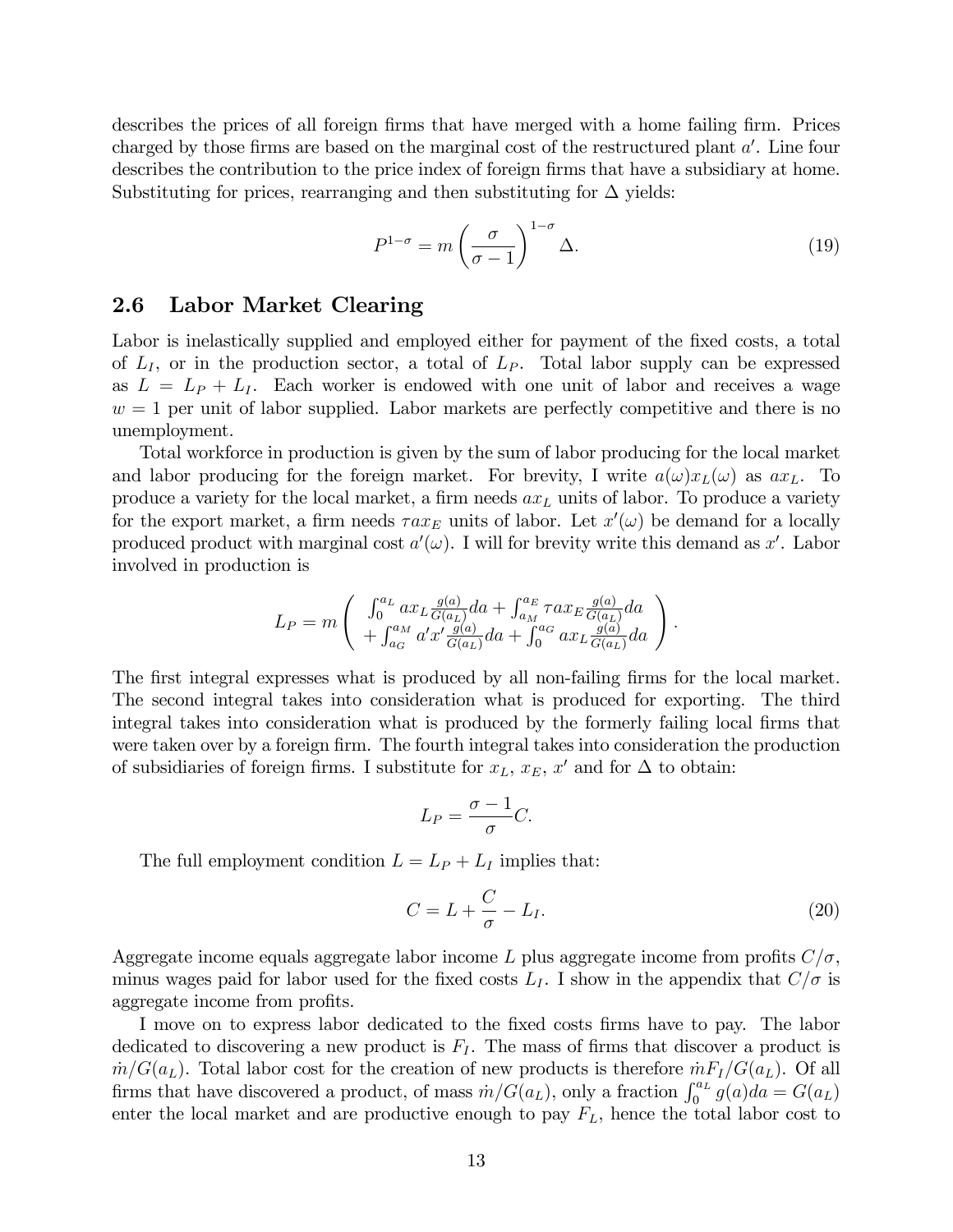describes the prices of all foreign firms that have merged with a home failing firm. Prices charged by those firms are based on the marginal cost of the restructured plant $a'$. Line four describes the contribution to the price index of foreign firms that have a subsidiary at home. Substituting for prices, rearranging and then substituting for $\Delta$ yields:

$$P^{1-\sigma} = m\left(\frac{\sigma}{\sigma-1}\right)^{1-\sigma}\Delta. \tag{19}$$

## 2.6 Labor Market Clearing

Labor is inelastically supplied and employed either for payment of the fixed costs, a total of $L_I$, or in the production sector, a total of $L_P$. Total labor supply can be expressed as $L = L_P + L_I$. Each worker is endowed with one unit of labor and receives a wage $w = 1$ per unit of labor supplied. Labor markets are perfectly competitive and there is no unemployment.

Total workforce in production is given by the sum of labor producing for the local market and labor producing for the foreign market. For brevity, I write $a(\omega)x_L(\omega)$ as $ax_L$. To produce a variety for the local market, a firm needs $ax_L$ units of labor. To produce a variety for the export market, a firm needs $\tau a x_E$ units of labor. Let $x'(\omega)$ be demand for a locally produced product with marginal cost $a'(\omega)$. I will for brevity write this demand as $x'$. Labor involved in production is

$$L_P = m\left(\begin{array}{c} \int_0^{a_L} ax_L\frac{g(a)}{G(a_L)}da + \int_{a_M}^{a_E}\tau a x_E\frac{g(a)}{G(a_L)}da \\ +\int_{a_G}^{a_M} a'x'\frac{g(a)}{G(a_L)}da + \int_0^{a_G} ax_L\frac{g(a)}{G(a_L)}da \end{array}\right).$$

The first integral expresses what is produced by all non-failing firms for the local market. The second integral takes into consideration what is produced for exporting. The third integral takes into consideration what is produced by the formerly failing local firms that were taken over by a foreign firm. The fourth integral takes into consideration the production of subsidiaries of foreign firms. I substitute for $x_L$, $x_E$, $x'$ and for $\Delta$ to obtain:

$$L_P = \frac{\sigma-1}{\sigma}C.$$

The full employment condition $L = L_P + L_I$ implies that:

$$C = L + \frac{C}{\sigma} - L_I. \tag{20}$$

Aggregate income equals aggregate labor income $L$ plus aggregate income from profits $C/\sigma$, minus wages paid for labor used for the fixed costs $L_I$. I show in the appendix that $C/\sigma$ is aggregate income from profits.

I move on to express labor dedicated to the fixed costs firms have to pay. The labor dedicated to discovering a new product is $F_I$. The mass of firms that discover a product is $\dot{m}/G(a_L)$. Total labor cost for the creation of new products is therefore $\dot{m}F_I/G(a_L)$. Of all firms that have discovered a product, of mass $\dot{m}/G(a_L)$, only a fraction $\int_0^{a_L} g(a)da = G(a_L)$ enter the local market and are productive enough to pay $F_L$, hence the total labor cost to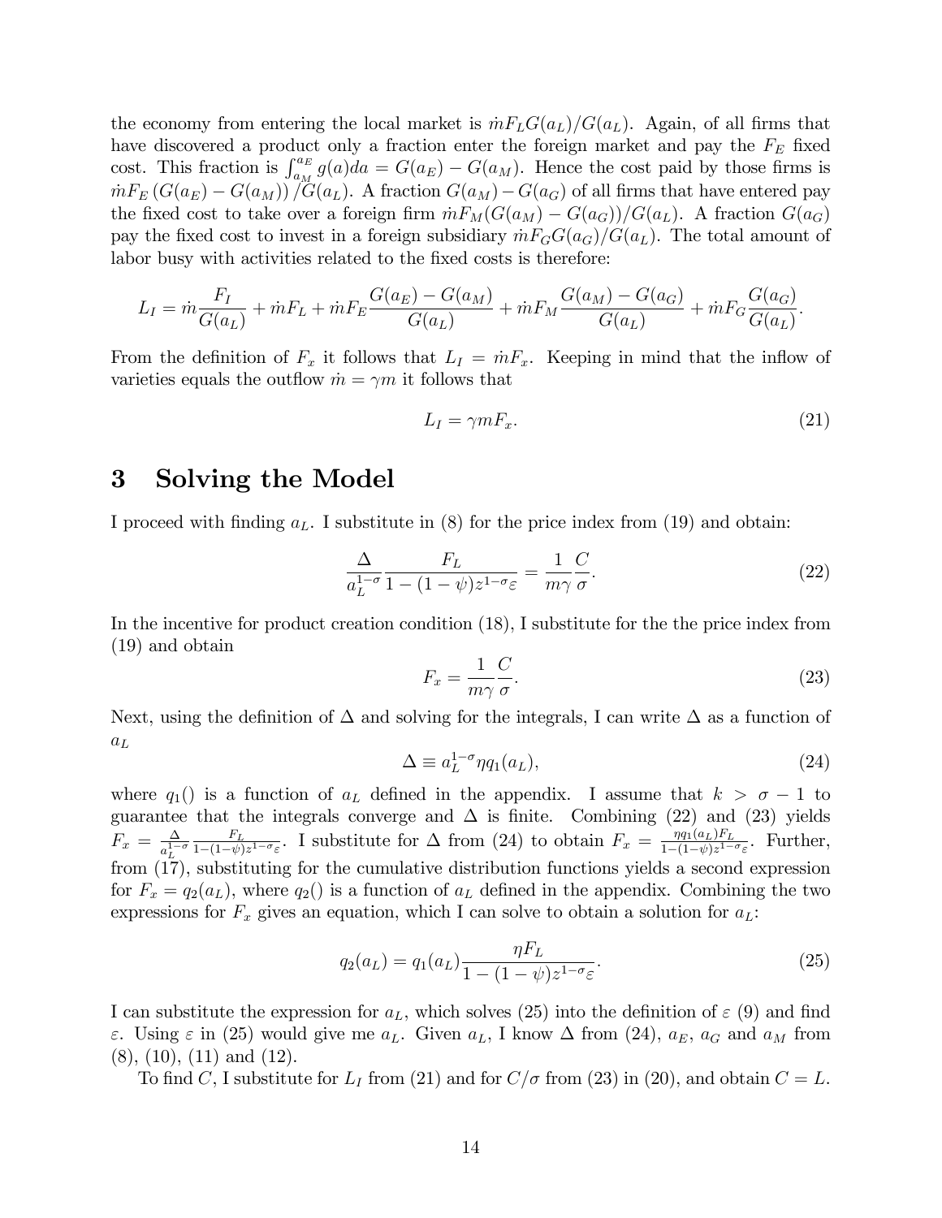the economy from entering the local market is $\dot{m}F_L G(a_L)/G(a_L)$. Again, of all firms that have discovered a product only a fraction enter the foreign market and pay the $F_E$ fixed cost. This fraction is $\int_{a_M}^{a_E} g(a)da = G(a_E) - G(a_M)$. Hence the cost paid by those firms is $\dot{m}F_E\left(G(a_E) - G(a_M)\right)/G(a_L)$. A fraction $G(a_M) - G(a_G)$ of all firms that have entered pay the fixed cost to take over a foreign firm $\dot{m}F_M(G(a_M) - G(a_G))/G(a_L)$. A fraction $G(a_G)$ pay the fixed cost to invest in a foreign subsidiary $\dot{m}F_G G(a_G)/G(a_L)$. The total amount of labor busy with activities related to the fixed costs is therefore:

$$L_I = \dot{m}\frac{F_I}{G(a_L)} + \dot{m}F_L + \dot{m}F_E\frac{G(a_E) - G(a_M)}{G(a_L)} + \dot{m}F_M\frac{G(a_M) - G(a_G)}{G(a_L)} + \dot{m}F_G\frac{G(a_G)}{G(a_L)}.$$

From the definition of $F_x$ it follows that $L_I = \dot{m}F_x$. Keeping in mind that the inflow of varieties equals the outflow $\dot{m} = \gamma m$ it follows that

$$L_I = \gamma m F_x. \tag{21}$$

# 3 Solving the Model

I proceed with finding $a_L$. I substitute in (8) for the price index from (19) and obtain:

$$\frac{\Delta}{a_L^{1-\sigma}}\frac{F_L}{1-(1-\psi)z^{1-\sigma}\varepsilon} = \frac{1}{m\gamma}\frac{C}{\sigma}. \tag{22}$$

In the incentive for product creation condition (18), I substitute for the the price index from (19) and obtain

$$F_x = \frac{1}{m\gamma}\frac{C}{\sigma}. \tag{23}$$

Next, using the definition of $\Delta$ and solving for the integrals, I can write $\Delta$ as a function of $a_L$

$$\Delta \equiv a_L^{1-\sigma}\eta q_1(a_L), \tag{24}$$

where $q_1()$ is a function of $a_L$ defined in the appendix. I assume that $k > \sigma - 1$ to guarantee that the integrals converge and $\Delta$ is finite. Combining (22) and (23) yields $F_x = \frac{\Delta}{a_L^{1-\sigma}}\frac{F_L}{1-(1-\psi)z^{1-\sigma}\varepsilon}$. I substitute for $\Delta$ from (24) to obtain $F_x = \frac{\eta q_1(a_L)F_L}{1-(1-\psi)z^{1-\sigma}\varepsilon}$. Further, from (17), substituting for the cumulative distribution functions yields a second expression for $F_x = q_2(a_L)$, where $q_2()$ is a function of $a_L$ defined in the appendix. Combining the two expressions for $F_x$ gives an equation, which I can solve to obtain a solution for $a_L$:

$$q_2(a_L) = q_1(a_L)\frac{\eta F_L}{1-(1-\psi)z^{1-\sigma}\varepsilon}. \tag{25}$$

I can substitute the expression for $a_L$, which solves (25) into the definition of $\varepsilon$ (9) and find $\varepsilon$. Using $\varepsilon$ in (25) would give me $a_L$. Given $a_L$, I know $\Delta$ from (24), $a_E$, $a_G$ and $a_M$ from (8), (10), (11) and (12).

To find $C$, I substitute for $L_I$ from (21) and for $C/\sigma$ from (23) in (20), and obtain $C = L$.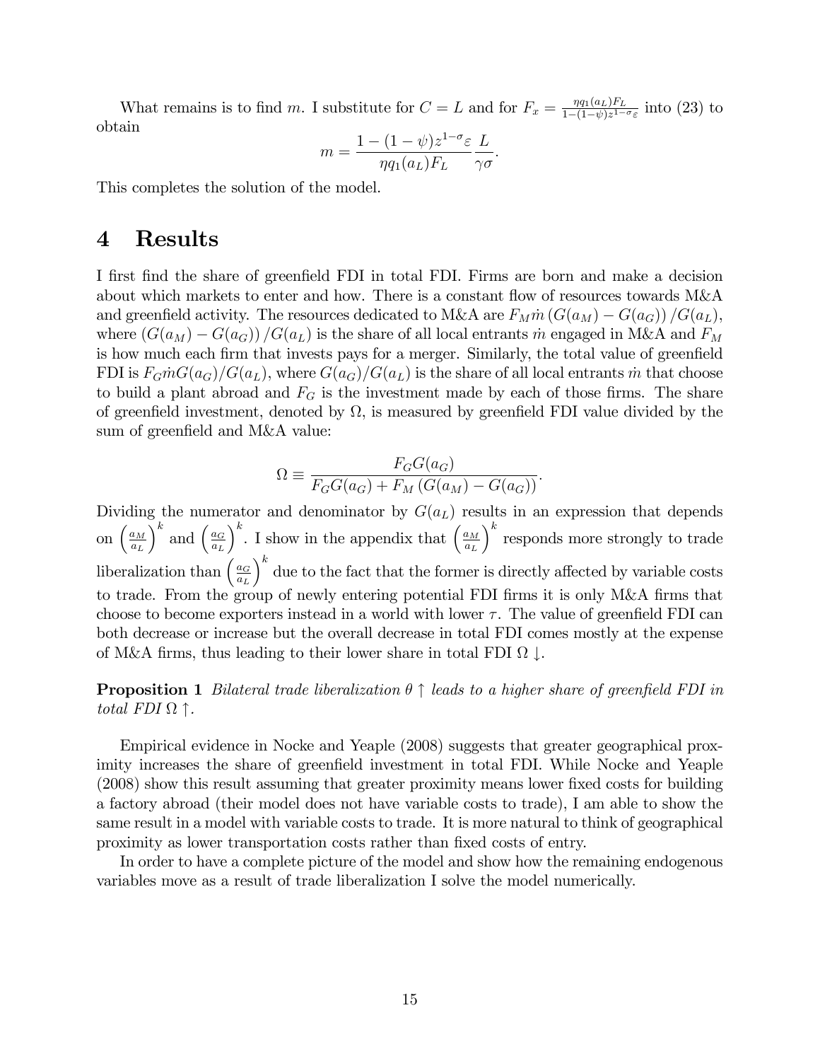What remains is to find $m$. I substitute for $C = L$ and for $F_x = \frac{\eta q_1(a_L)F_L}{1-(1-\psi)z^{1-\sigma}\varepsilon}$ into (23) to obtain

$$m = \frac{1-(1-\psi)z^{1-\sigma}\varepsilon}{\eta q_1(a_L)F_L}\frac{L}{\gamma\sigma}.$$

This completes the solution of the model.

# 4 Results

I first find the share of greenfield FDI in total FDI. Firms are born and make a decision about which markets to enter and how. There is a constant flow of resources towards M&A and greenfield activity. The resources dedicated to M&A are $F_M\dot{m}\left(G(a_M) - G(a_G)\right)/G(a_L)$, where $\left(G(a_M) - G(a_G)\right)/G(a_L)$ is the share of all local entrants $\dot{m}$ engaged in M&A and $F_M$ is how much each firm that invests pays for a merger. Similarly, the total value of greenfield FDI is $F_G\dot{m}G(a_G)/G(a_L)$, where $G(a_G)/G(a_L)$ is the share of all local entrants $\dot{m}$ that choose to build a plant abroad and $F_G$ is the investment made by each of those firms. The share of greenfield investment, denoted by $\Omega$, is measured by greenfield FDI value divided by the sum of greenfield and M&A value:

$$\Omega \equiv \frac{F_G G(a_G)}{F_G G(a_G) + F_M\left(G(a_M) - G(a_G)\right)}.$$

Dividing the numerator and denominator by $G(a_L)$ results in an expression that depends on $\left(\frac{a_M}{a_L}\right)^k$ and $\left(\frac{a_G}{a_L}\right)^k$. I show in the appendix that $\left(\frac{a_M}{a_L}\right)^k$ responds more strongly to trade liberalization than $\left(\frac{a_G}{a_L}\right)^k$ due to the fact that the former is directly affected by variable costs to trade. From the group of newly entering potential FDI firms it is only M&A firms that choose to become exporters instead in a world with lower $\tau$. The value of greenfield FDI can both decrease or increase but the overall decrease in total FDI comes mostly at the expense of M&A firms, thus leading to their lower share in total FDI $\Omega \downarrow$.

**Proposition 1** *Bilateral trade liberalization $\theta \uparrow$ leads to a higher share of greenfield FDI in total FDI $\Omega \uparrow$.*

Empirical evidence in Nocke and Yeaple (2008) suggests that greater geographical proximity increases the share of greenfield investment in total FDI. While Nocke and Yeaple (2008) show this result assuming that greater proximity means lower fixed costs for building a factory abroad (their model does not have variable costs to trade), I am able to show the same result in a model with variable costs to trade. It is more natural to think of geographical proximity as lower transportation costs rather than fixed costs of entry.

In order to have a complete picture of the model and show how the remaining endogenous variables move as a result of trade liberalization I solve the model numerically.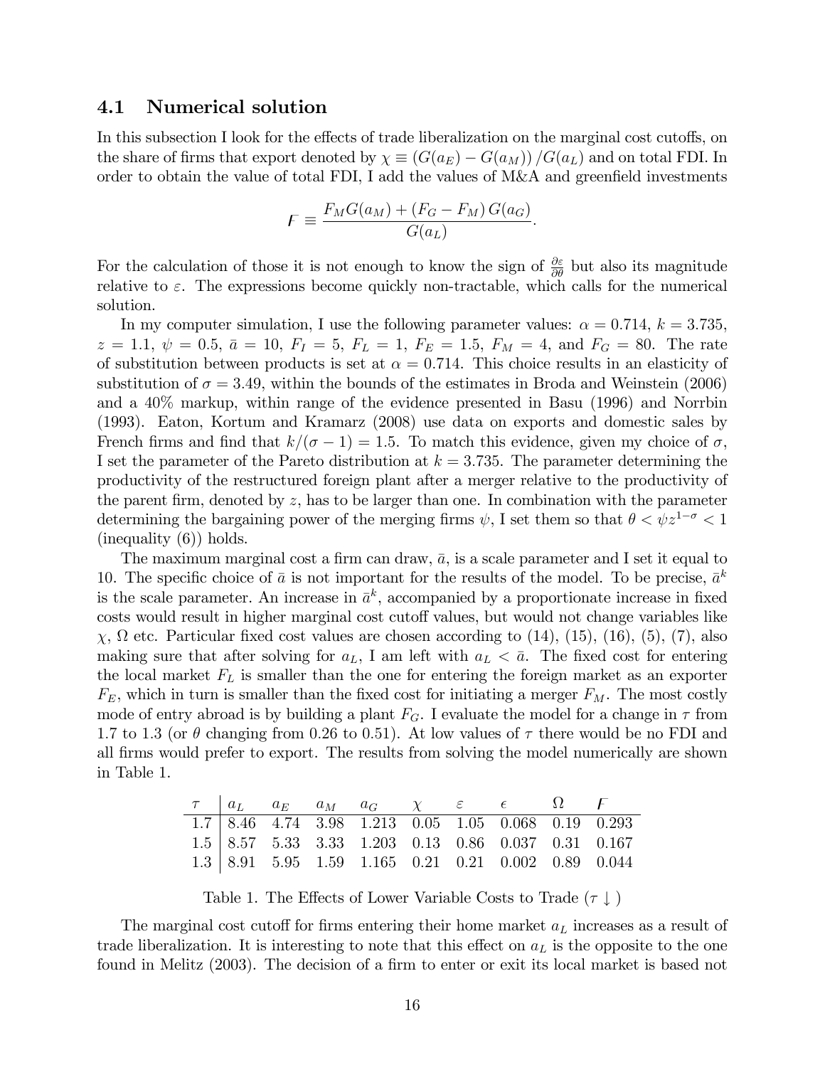### 4.1 Numerical solution

In this subsection I look for the effects of trade liberalization on the marginal cost cutoffs, on the share of firms that export denoted by $\chi \equiv (G(a_E) - G(a_M))/G(a_L)$ and on total FDI. In order to obtain the value of total FDI, I add the values of M&A and greenfield investments

$$F \equiv \frac{F_M G(a_M) + (F_G - F_M) G(a_G)}{G(a_L)}.$$

For the calculation of those it is not enough to know the sign of $\frac{\partial \varepsilon}{\partial \theta}$ but also its magnitude relative to $\varepsilon$. The expressions become quickly non-tractable, which calls for the numerical solution.

In my computer simulation, I use the following parameter values: $\alpha = 0.714$, $k = 3.735$, $z = 1.1$, $\psi = 0.5$, $\bar{a} = 10$, $F_I = 5$, $F_L = 1$, $F_E = 1.5$, $F_M = 4$, and $F_G = 80$. The rate of substitution between products is set at $\alpha = 0.714$. This choice results in an elasticity of substitution of $\sigma = 3.49$, within the bounds of the estimates in Broda and Weinstein (2006) and a 40% markup, within range of the evidence presented in Basu (1996) and Norrbin (1993). Eaton, Kortum and Kramarz (2008) use data on exports and domestic sales by French firms and find that $k/(\sigma - 1) = 1.5$. To match this evidence, given my choice of $\sigma$, I set the parameter of the Pareto distribution at $k = 3.735$. The parameter determining the productivity of the restructured foreign plant after a merger relative to the productivity of the parent firm, denoted by $z$, has to be larger than one. In combination with the parameter determining the bargaining power of the merging firms $\psi$, I set them so that $\theta < \psi z^{1-\sigma} < 1$ (inequality (6)) holds.

The maximum marginal cost a firm can draw, $\bar{a}$, is a scale parameter and I set it equal to 10. The specific choice of $\bar{a}$ is not important for the results of the model. To be precise, $\bar{a}^k$ is the scale parameter. An increase in $\bar{a}^k$, accompanied by a proportionate increase in fixed costs would result in higher marginal cost cutoff values, but would not change variables like $\chi$, $\Omega$ etc. Particular fixed cost values are chosen according to (14), (15), (16), (5), (7), also making sure that after solving for $a_L$, I am left with $a_L < \bar{a}$. The fixed cost for entering the local market $F_L$ is smaller than the one for entering the foreign market as an exporter $F_E$, which in turn is smaller than the fixed cost for initiating a merger $F_M$. The most costly mode of entry abroad is by building a plant $F_G$. I evaluate the model for a change in $\tau$ from 1.7 to 1.3 (or $\theta$ changing from 0.26 to 0.51). At low values of $\tau$ there would be no FDI and all firms would prefer to export. The results from solving the model numerically are shown in Table 1.

| $\tau$ | $a_L$ | $a_E$ | $a_M$ | $a_G$ | $\chi$ | $\varepsilon$ | $\epsilon$ | $\Omega$ | $F$ |
|---|---|---|---|---|---|---|---|---|---|
| 1.7 | 8.46 | 4.74 | 3.98 | 1.213 | 0.05 | 1.05 | 0.068 | 0.19 | 0.293 |
| 1.5 | 8.57 | 5.33 | 3.33 | 1.203 | 0.13 | 0.86 | 0.037 | 0.31 | 0.167 |
| 1.3 | 8.91 | 5.95 | 1.59 | 1.165 | 0.21 | 0.21 | 0.002 | 0.89 | 0.044 |

Table 1. The Effects of Lower Variable Costs to Trade ($\tau \downarrow$)

The marginal cost cutoff for firms entering their home market $a_L$ increases as a result of trade liberalization. It is interesting to note that this effect on $a_L$ is the opposite to the one found in Melitz (2003). The decision of a firm to enter or exit its local market is based not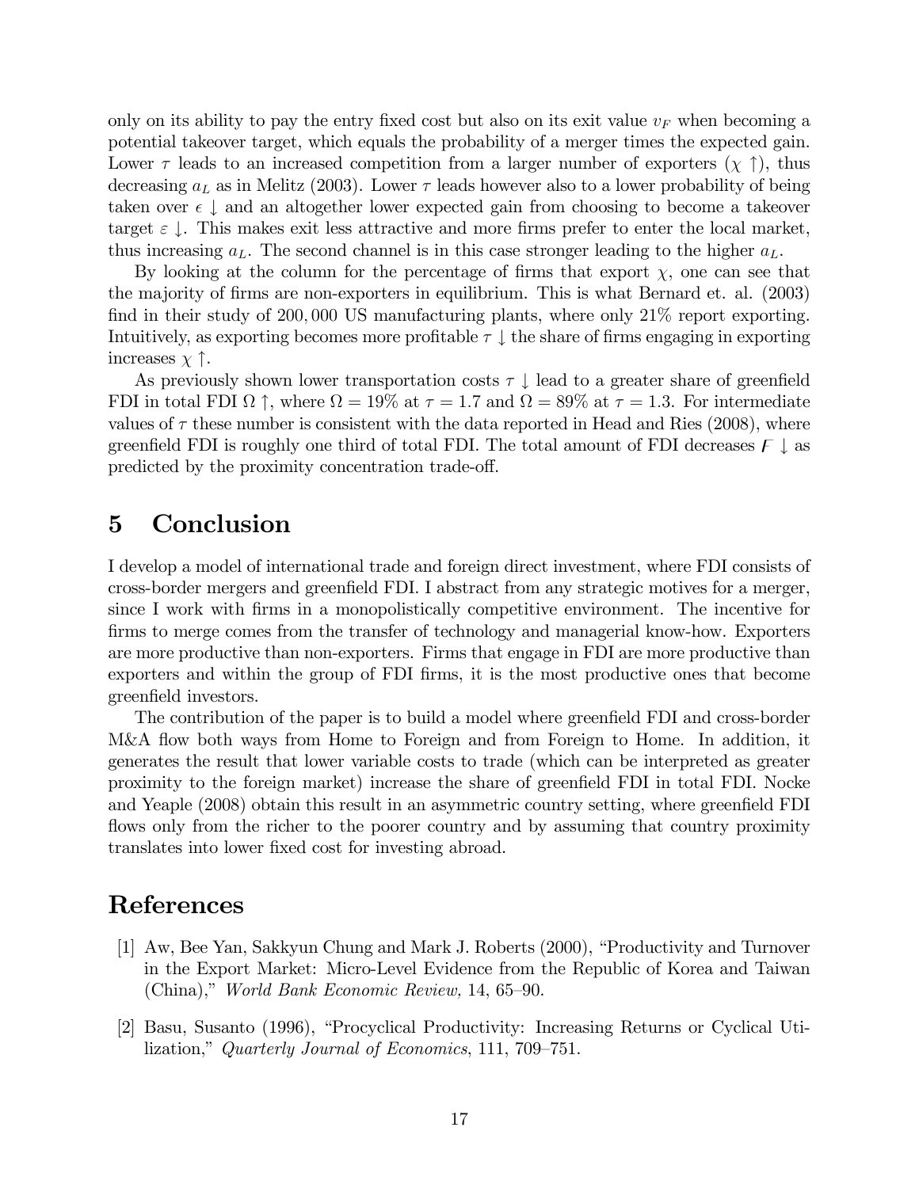only on its ability to pay the entry fixed cost but also on its exit value $v_F$ when becoming a potential takeover target, which equals the probability of a merger times the expected gain. Lower $\tau$ leads to an increased competition from a larger number of exporters ($\chi \uparrow$), thus decreasing $a_L$ as in Melitz (2003). Lower $\tau$ leads however also to a lower probability of being taken over $\epsilon \downarrow$ and an altogether lower expected gain from choosing to become a takeover target $\varepsilon \downarrow$. This makes exit less attractive and more firms prefer to enter the local market, thus increasing $a_L$. The second channel is in this case stronger leading to the higher $a_L$.

By looking at the column for the percentage of firms that export $\chi$, one can see that the majority of firms are non-exporters in equilibrium. This is what Bernard et. al. (2003) find in their study of 200,000 US manufacturing plants, where only 21% report exporting. Intuitively, as exporting becomes more profitable $\tau \downarrow$ the share of firms engaging in exporting increases $\chi \uparrow$.

As previously shown lower transportation costs $\tau \downarrow$ lead to a greater share of greenfield FDI in total FDI $\Omega \uparrow$, where $\Omega = 19\%$ at $\tau = 1.7$ and $\Omega = 89\%$ at $\tau = 1.3$. For intermediate values of $\tau$ these number is consistent with the data reported in Head and Ries (2008), where greenfield FDI is roughly one third of total FDI. The total amount of FDI decreases $F \downarrow$ as predicted by the proximity concentration trade-off.

# 5 Conclusion

I develop a model of international trade and foreign direct investment, where FDI consists of cross-border mergers and greenfield FDI. I abstract from any strategic motives for a merger, since I work with firms in a monopolistically competitive environment. The incentive for firms to merge comes from the transfer of technology and managerial know-how. Exporters are more productive than non-exporters. Firms that engage in FDI are more productive than exporters and within the group of FDI firms, it is the most productive ones that become greenfield investors.

The contribution of the paper is to build a model where greenfield FDI and cross-border M&A flow both ways from Home to Foreign and from Foreign to Home. In addition, it generates the result that lower variable costs to trade (which can be interpreted as greater proximity to the foreign market) increase the share of greenfield FDI in total FDI. Nocke and Yeaple (2008) obtain this result in an asymmetric country setting, where greenfield FDI flows only from the richer to the poorer country and by assuming that country proximity translates into lower fixed cost for investing abroad.

# References

[1] Aw, Bee Yan, Sakkyun Chung and Mark J. Roberts (2000), "Productivity and Turnover in the Export Market: Micro-Level Evidence from the Republic of Korea and Taiwan (China)," *World Bank Economic Review*, 14, 65–90.

[2] Basu, Susanto (1996), "Procyclical Productivity: Increasing Returns or Cyclical Utilization," *Quarterly Journal of Economics*, 111, 709–751.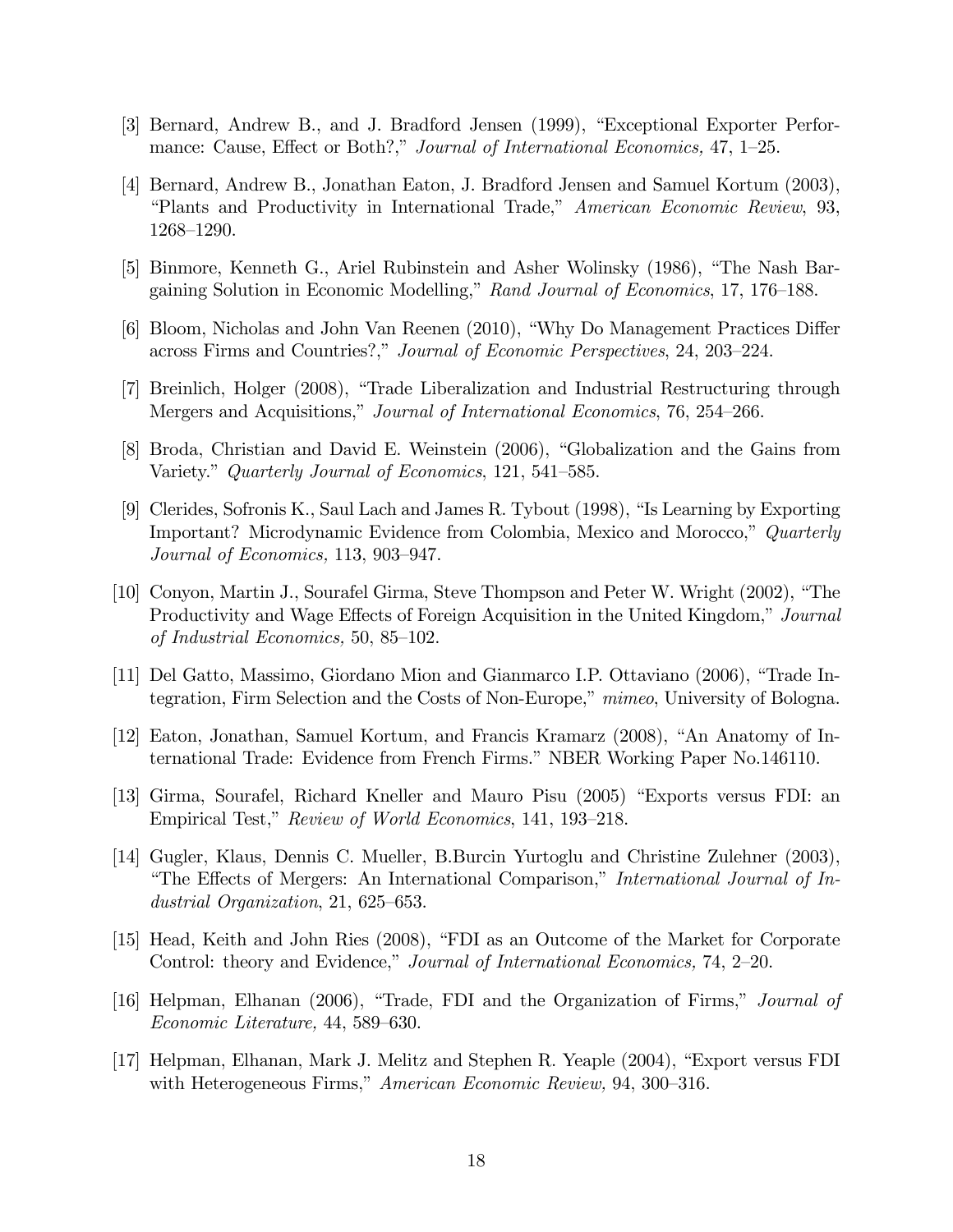[3] Bernard, Andrew B., and J. Bradford Jensen (1999), "Exceptional Exporter Performance: Cause, Effect or Both?," *Journal of International Economics,* 47, 1–25.

[4] Bernard, Andrew B., Jonathan Eaton, J. Bradford Jensen and Samuel Kortum (2003), "Plants and Productivity in International Trade," *American Economic Review*, 93, 1268–1290.

[5] Binmore, Kenneth G., Ariel Rubinstein and Asher Wolinsky (1986), "The Nash Bargaining Solution in Economic Modelling," *Rand Journal of Economics*, 17, 176–188.

[6] Bloom, Nicholas and John Van Reenen (2010), "Why Do Management Practices Differ across Firms and Countries?," *Journal of Economic Perspectives*, 24, 203–224.

[7] Breinlich, Holger (2008), "Trade Liberalization and Industrial Restructuring through Mergers and Acquisitions," *Journal of International Economics*, 76, 254–266.

[8] Broda, Christian and David E. Weinstein (2006), "Globalization and the Gains from Variety." *Quarterly Journal of Economics*, 121, 541–585.

[9] Clerides, Sofronis K., Saul Lach and James R. Tybout (1998), "Is Learning by Exporting Important? Microdynamic Evidence from Colombia, Mexico and Morocco," *Quarterly Journal of Economics,* 113, 903–947.

[10] Conyon, Martin J., Sourafel Girma, Steve Thompson and Peter W. Wright (2002), "The Productivity and Wage Effects of Foreign Acquisition in the United Kingdom," *Journal of Industrial Economics,* 50, 85–102.

[11] Del Gatto, Massimo, Giordano Mion and Gianmarco I.P. Ottaviano (2006), "Trade Integration, Firm Selection and the Costs of Non-Europe," *mimeo*, University of Bologna.

[12] Eaton, Jonathan, Samuel Kortum, and Francis Kramarz (2008), "An Anatomy of International Trade: Evidence from French Firms." NBER Working Paper No.146110.

[13] Girma, Sourafel, Richard Kneller and Mauro Pisu (2005) "Exports versus FDI: an Empirical Test," *Review of World Economics*, 141, 193–218.

[14] Gugler, Klaus, Dennis C. Mueller, B.Burcin Yurtoglu and Christine Zulehner (2003), "The Effects of Mergers: An International Comparison," *International Journal of Industrial Organization*, 21, 625–653.

[15] Head, Keith and John Ries (2008), "FDI as an Outcome of the Market for Corporate Control: theory and Evidence," *Journal of International Economics,* 74, 2–20.

[16] Helpman, Elhanan (2006), "Trade, FDI and the Organization of Firms," *Journal of Economic Literature,* 44, 589–630.

[17] Helpman, Elhanan, Mark J. Melitz and Stephen R. Yeaple (2004), "Export versus FDI with Heterogeneous Firms," *American Economic Review,* 94, 300–316.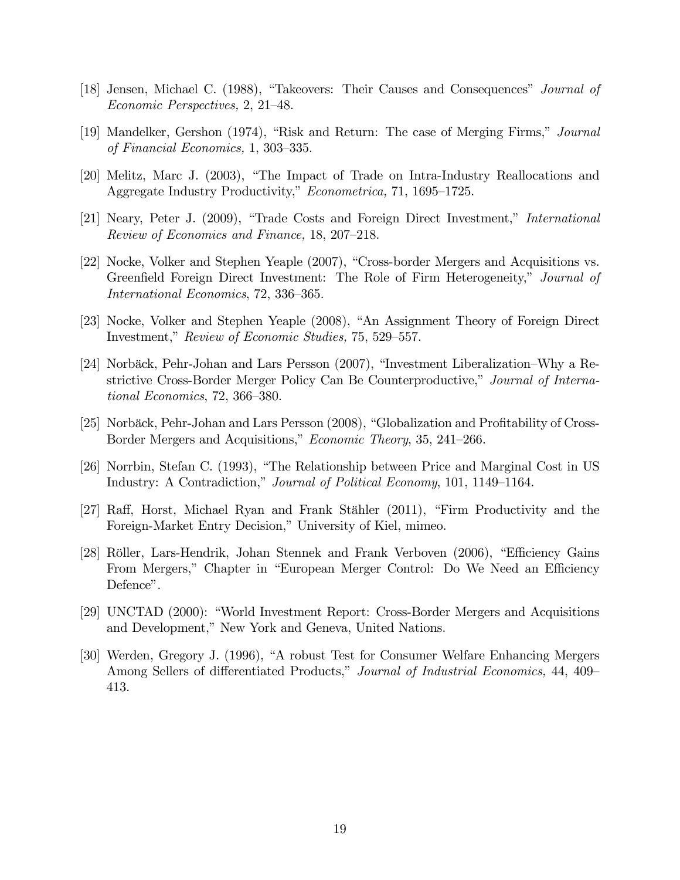[18] Jensen, Michael C. (1988), "Takeovers: Their Causes and Consequences" *Journal of Economic Perspectives,* 2, 21–48.

[19] Mandelker, Gershon (1974), "Risk and Return: The case of Merging Firms," *Journal of Financial Economics,* 1, 303–335.

[20] Melitz, Marc J. (2003), "The Impact of Trade on Intra-Industry Reallocations and Aggregate Industry Productivity," *Econometrica,* 71, 1695–1725.

[21] Neary, Peter J. (2009), "Trade Costs and Foreign Direct Investment," *International Review of Economics and Finance,* 18, 207–218.

[22] Nocke, Volker and Stephen Yeaple (2007), "Cross-border Mergers and Acquisitions vs. Greenfield Foreign Direct Investment: The Role of Firm Heterogeneity," *Journal of International Economics*, 72, 336–365.

[23] Nocke, Volker and Stephen Yeaple (2008), "An Assignment Theory of Foreign Direct Investment," *Review of Economic Studies,* 75, 529–557.

[24] Norbäck, Pehr-Johan and Lars Persson (2007), "Investment Liberalization–Why a Restrictive Cross-Border Merger Policy Can Be Counterproductive," *Journal of International Economics*, 72, 366–380.

[25] Norbäck, Pehr-Johan and Lars Persson (2008), "Globalization and Profitability of Cross-Border Mergers and Acquisitions," *Economic Theory*, 35, 241–266.

[26] Norrbin, Stefan C. (1993), "The Relationship between Price and Marginal Cost in US Industry: A Contradiction," *Journal of Political Economy*, 101, 1149–1164.

[27] Raff, Horst, Michael Ryan and Frank Stähler (2011), "Firm Productivity and the Foreign-Market Entry Decision," University of Kiel, mimeo.

[28] Röller, Lars-Hendrik, Johan Stennek and Frank Verboven (2006), "Efficiency Gains From Mergers," Chapter in "European Merger Control: Do We Need an Efficiency Defence".

[29] UNCTAD (2000): "World Investment Report: Cross-Border Mergers and Acquisitions and Development," New York and Geneva, United Nations.

[30] Werden, Gregory J. (1996), "A robust Test for Consumer Welfare Enhancing Mergers Among Sellers of differentiated Products," *Journal of Industrial Economics,* 44, 409–413.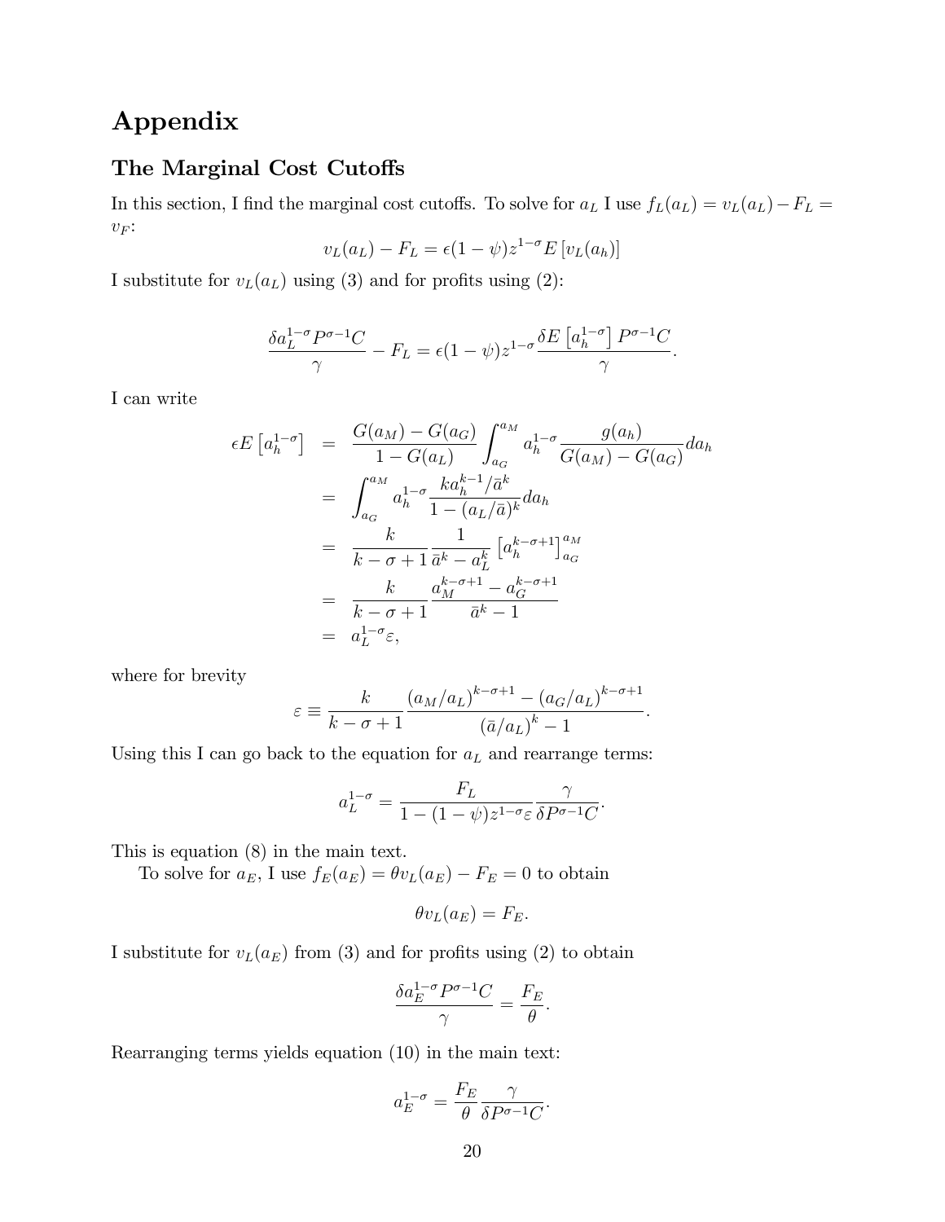# Appendix

## The Marginal Cost Cutoffs

In this section, I find the marginal cost cutoffs. To solve for $a_L$ I use $f_L(a_L) = v_L(a_L) - F_L = v_F$:

$$v_L(a_L) - F_L = \epsilon(1-\psi)z^{1-\sigma}E\left[v_L(a_h)\right]$$

I substitute for $v_L(a_L)$ using (3) and for profits using (2):

$$\frac{\delta a_L^{1-\sigma}P^{\sigma-1}C}{\gamma} - F_L = \epsilon(1-\psi)z^{1-\sigma}\frac{\delta E\left[a_h^{1-\sigma}\right]P^{\sigma-1}C}{\gamma}.$$

I can write

$$\begin{aligned}
\epsilon E\left[a_h^{1-\sigma}\right] &= \frac{G(a_M)-G(a_G)}{1-G(a_L)}\int_{a_G}^{a_M} a_h^{1-\sigma}\frac{g(a_h)}{G(a_M)-G(a_G)}da_h \\
&= \int_{a_G}^{a_M} a_h^{1-\sigma}\frac{k a_h^{k-1}/\bar{a}^k}{1-(a_L/\bar{a})^k}da_h \\
&= \frac{k}{k-\sigma+1}\frac{1}{\bar{a}^k - a_L^k}\left[a_h^{k-\sigma+1}\right]_{a_G}^{a_M} \\
&= \frac{k}{k-\sigma+1}\frac{a_M^{k-\sigma+1}-a_G^{k-\sigma+1}}{\bar{a}^k - 1} \\
&= a_L^{1-\sigma}\varepsilon,
\end{aligned}$$

where for brevity

$$\varepsilon \equiv \frac{k}{k-\sigma+1}\frac{\left(a_M/a_L\right)^{k-\sigma+1}-\left(a_G/a_L\right)^{k-\sigma+1}}{\left(\bar{a}/a_L\right)^k - 1}.$$

Using this I can go back to the equation for $a_L$ and rearrange terms:

$$a_L^{1-\sigma} = \frac{F_L}{1-(1-\psi)z^{1-\sigma}\varepsilon}\frac{\gamma}{\delta P^{\sigma-1}C}.$$

This is equation (8) in the main text.

To solve for $a_E$, I use $f_E(a_E) = \theta v_L(a_E) - F_E = 0$ to obtain

$$\theta v_L(a_E) = F_E.$$

I substitute for $v_L(a_E)$ from (3) and for profits using (2) to obtain

$$\frac{\delta a_E^{1-\sigma}P^{\sigma-1}C}{\gamma} = \frac{F_E}{\theta}.$$

Rearranging terms yields equation (10) in the main text:

$$a_E^{1-\sigma} = \frac{F_E}{\theta}\frac{\gamma}{\delta P^{\sigma-1}C}.$$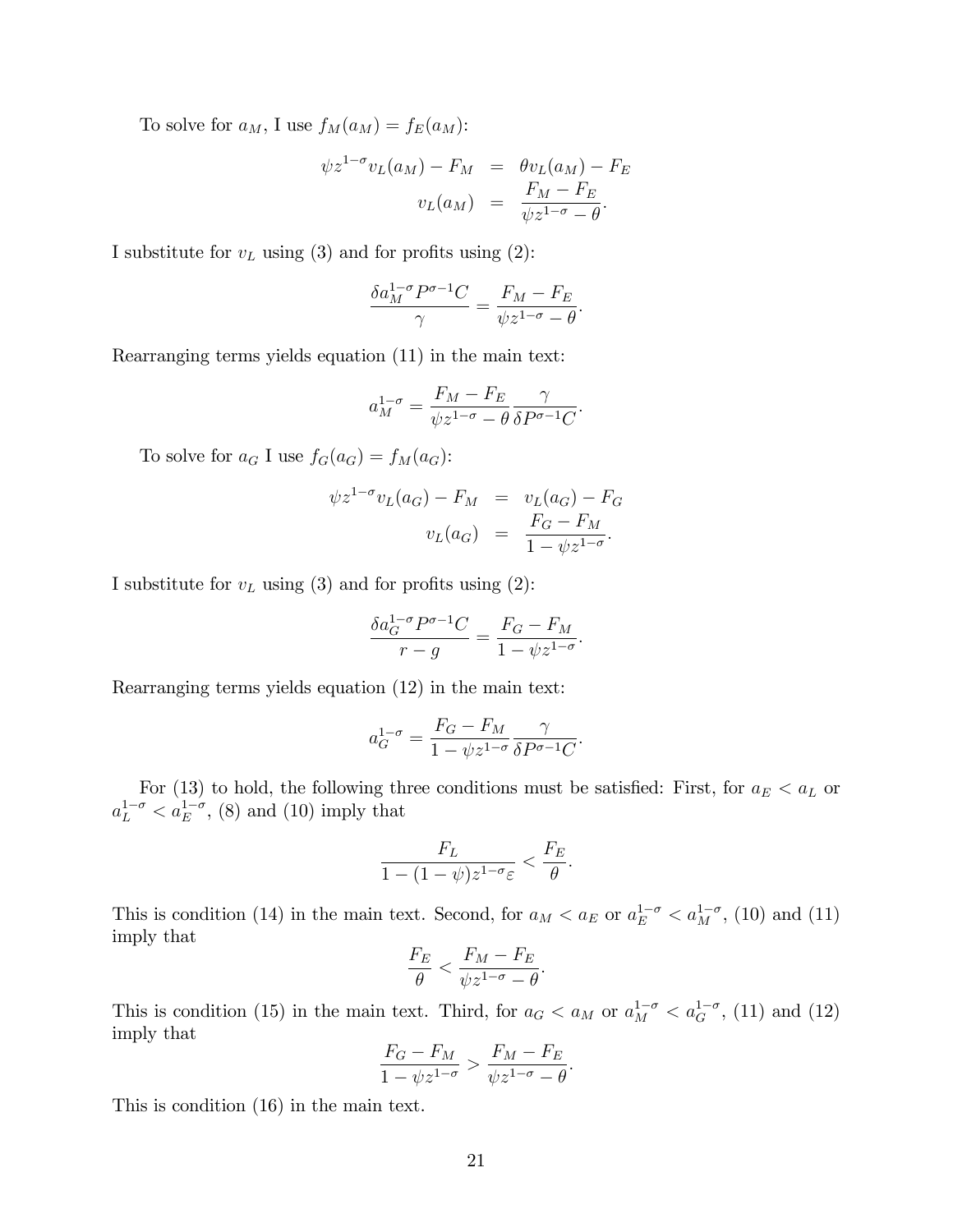To solve for $a_M$, I use $f_M(a_M) = f_E(a_M)$:

$$\begin{aligned} \psi z^{1-\sigma} v_L(a_M) - F_M &= \theta v_L(a_M) - F_E \\ v_L(a_M) &= \frac{F_M - F_E}{\psi z^{1-\sigma} - \theta}. \end{aligned}$$

I substitute for $v_L$ using (3) and for profits using (2):

$$\frac{\delta a_M^{1-\sigma} P^{\sigma-1} C}{\gamma} = \frac{F_M - F_E}{\psi z^{1-\sigma} - \theta}.$$

Rearranging terms yields equation (11) in the main text:

$$a_M^{1-\sigma} = \frac{F_M - F_E}{\psi z^{1-\sigma} - \theta} \frac{\gamma}{\delta P^{\sigma-1} C}.$$

To solve for $a_G$ I use $f_G(a_G) = f_M(a_G)$:

$$\begin{aligned} \psi z^{1-\sigma} v_L(a_G) - F_M &= v_L(a_G) - F_G \\ v_L(a_G) &= \frac{F_G - F_M}{1 - \psi z^{1-\sigma}}. \end{aligned}$$

I substitute for $v_L$ using (3) and for profits using (2):

$$\frac{\delta a_G^{1-\sigma} P^{\sigma-1} C}{r - g} = \frac{F_G - F_M}{1 - \psi z^{1-\sigma}}.$$

Rearranging terms yields equation (12) in the main text:

$$a_G^{1-\sigma} = \frac{F_G - F_M}{1 - \psi z^{1-\sigma}} \frac{\gamma}{\delta P^{\sigma-1} C}.$$

For (13) to hold, the following three conditions must be satisfied: First, for $a_E < a_L$ or $a_L^{1-\sigma} < a_E^{1-\sigma}$, (8) and (10) imply that

$$\frac{F_L}{1 - (1 - \psi) z^{1-\sigma} \varepsilon} < \frac{F_E}{\theta}.$$

This is condition (14) in the main text. Second, for $a_M < a_E$ or $a_E^{1-\sigma} < a_M^{1-\sigma}$, (10) and (11) imply that

$$\frac{F_E}{\theta} < \frac{F_M - F_E}{\psi z^{1-\sigma} - \theta}.$$

This is condition (15) in the main text. Third, for $a_G < a_M$ or $a_M^{1-\sigma} < a_G^{1-\sigma}$, (11) and (12) imply that

$$\frac{F_G - F_M}{1 - \psi z^{1-\sigma}} > \frac{F_M - F_E}{\psi z^{1-\sigma} - \theta}.$$

This is condition (16) in the main text.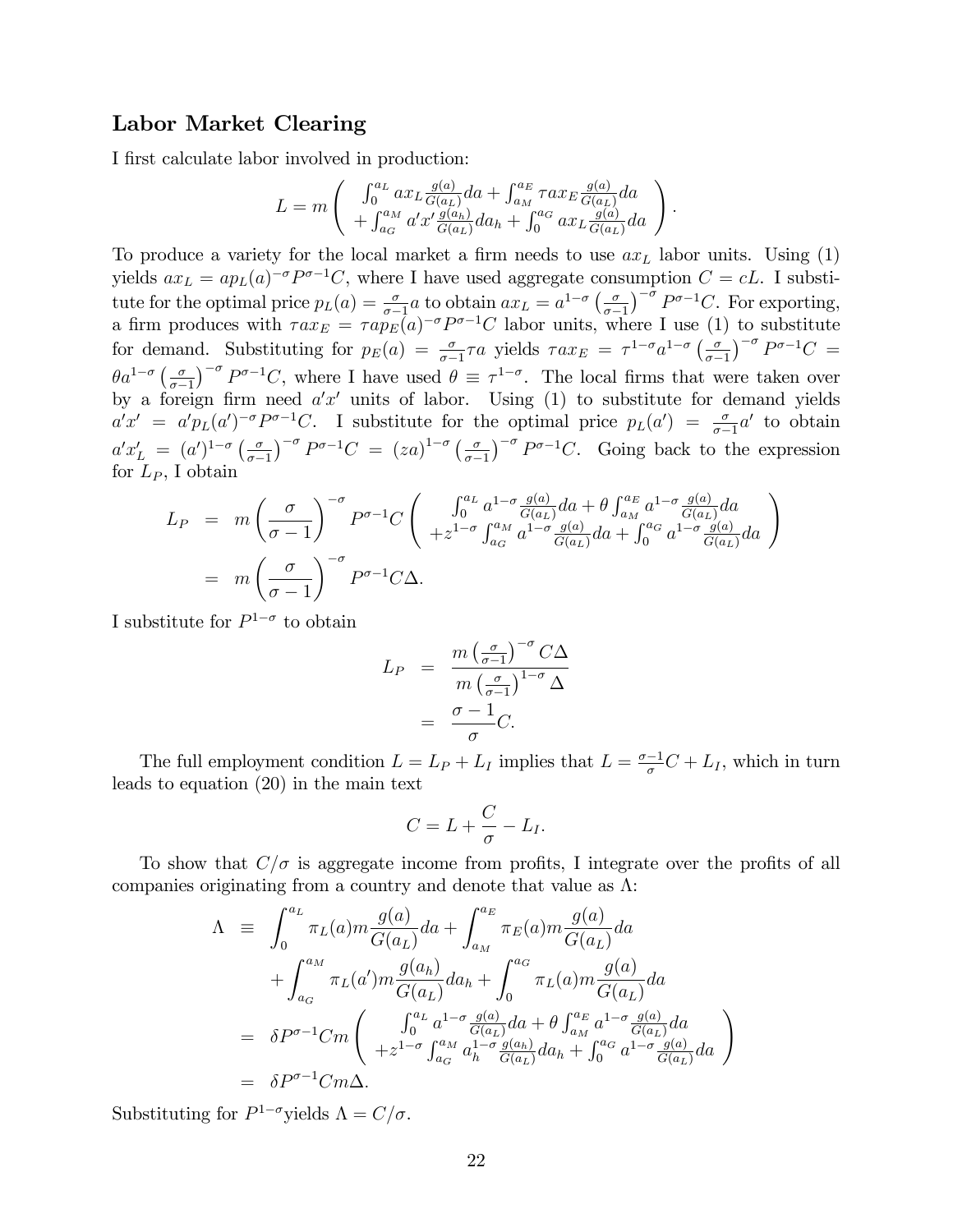## Labor Market Clearing

I first calculate labor involved in production:

$$L = m\left(\begin{array}{c} \int_0^{a_L} ax_L \frac{g(a)}{G(a_L)}da + \int_{a_M}^{a_E} \tau ax_E \frac{g(a)}{G(a_L)}da \\ + \int_{a_G}^{a_M} a'x' \frac{g(a_h)}{G(a_L)}da_h + \int_0^{a_G} ax_L \frac{g(a)}{G(a_L)}da \end{array}\right).$$

To produce a variety for the local market a firm needs to use $ax_L$ labor units. Using (1) yields $ax_L = ap_L(a)^{-\sigma}P^{\sigma-1}C$, where I have used aggregate consumption $C = cL$. I substitute for the optimal price $p_L(a) = \frac{\sigma}{\sigma-1}a$ to obtain $ax_L = a^{1-\sigma}\left(\frac{\sigma}{\sigma-1}\right)^{-\sigma}P^{\sigma-1}C$. For exporting, a firm produces with $\tau ax_E = \tau ap_E(a)^{-\sigma}P^{\sigma-1}C$ labor units, where I use (1) to substitute for demand. Substituting for $p_E(a) = \frac{\sigma}{\sigma-1}\tau a$ yields $\tau ax_E = \tau^{1-\sigma}a^{1-\sigma}\left(\frac{\sigma}{\sigma-1}\right)^{-\sigma}P^{\sigma-1}C = \theta a^{1-\sigma}\left(\frac{\sigma}{\sigma-1}\right)^{-\sigma}P^{\sigma-1}C$, where I have used $\theta \equiv \tau^{1-\sigma}$. The local firms that were taken over by a foreign firm need $a'x'$ units of labor. Using (1) to substitute for demand yields $a'x' = a'p_L(a')^{-\sigma}P^{\sigma-1}C$. I substitute for the optimal price $p_L(a') = \frac{\sigma}{\sigma-1}a'$ to obtain $a'x'_L = (a')^{1-\sigma}\left(\frac{\sigma}{\sigma-1}\right)^{-\sigma}P^{\sigma-1}C = (za)^{1-\sigma}\left(\frac{\sigma}{\sigma-1}\right)^{-\sigma}P^{\sigma-1}C$. Going back to the expression for $L_P$, I obtain

$$\begin{aligned} L_P &= m\left(\frac{\sigma}{\sigma-1}\right)^{-\sigma}P^{\sigma-1}C\left(\begin{array}{c} \int_0^{a_L} a^{1-\sigma}\frac{g(a)}{G(a_L)}da + \theta\int_{a_M}^{a_E} a^{1-\sigma}\frac{g(a)}{G(a_L)}da \\ +z^{1-\sigma}\int_{a_G}^{a_M} a^{1-\sigma}\frac{g(a)}{G(a_L)}da + \int_0^{a_G} a^{1-\sigma}\frac{g(a)}{G(a_L)}da \end{array}\right) \\ &= m\left(\frac{\sigma}{\sigma-1}\right)^{-\sigma}P^{\sigma-1}C\Delta. \end{aligned}$$

I substitute for $P^{1-\sigma}$ to obtain

$$\begin{aligned} L_P &= \frac{m\left(\frac{\sigma}{\sigma-1}\right)^{-\sigma}C\Delta}{m\left(\frac{\sigma}{\sigma-1}\right)^{1-\sigma}\Delta} \\ &= \frac{\sigma-1}{\sigma}C. \end{aligned}$$

The full employment condition $L = L_P + L_I$ implies that $L = \frac{\sigma-1}{\sigma}C + L_I$, which in turn leads to equation (20) in the main text

$$C = L + \frac{C}{\sigma} - L_I.$$

To show that $C/\sigma$ is aggregate income from profits, I integrate over the profits of all companies originating from a country and denote that value as $\Lambda$:

$$\begin{aligned} \Lambda &\equiv \int_0^{a_L}\pi_L(a)m\frac{g(a)}{G(a_L)}da + \int_{a_M}^{a_E}\pi_E(a)m\frac{g(a)}{G(a_L)}da \\ &\quad + \int_{a_G}^{a_M}\pi_L(a')m\frac{g(a_h)}{G(a_L)}da_h + \int_0^{a_G}\pi_L(a)m\frac{g(a)}{G(a_L)}da \\ &= \delta P^{\sigma-1}Cm\left(\begin{array}{c} \int_0^{a_L} a^{1-\sigma}\frac{g(a)}{G(a_L)}da + \theta\int_{a_M}^{a_E} a^{1-\sigma}\frac{g(a)}{G(a_L)}da \\ +z^{1-\sigma}\int_{a_G}^{a_M} a_h^{1-\sigma}\frac{g(a_h)}{G(a_L)}da_h + \int_0^{a_G} a^{1-\sigma}\frac{g(a)}{G(a_L)}da \end{array}\right) \\ &= \delta P^{\sigma-1}Cm\Delta. \end{aligned}$$

Substituting for $P^{1-\sigma}$yields $\Lambda = C/\sigma$.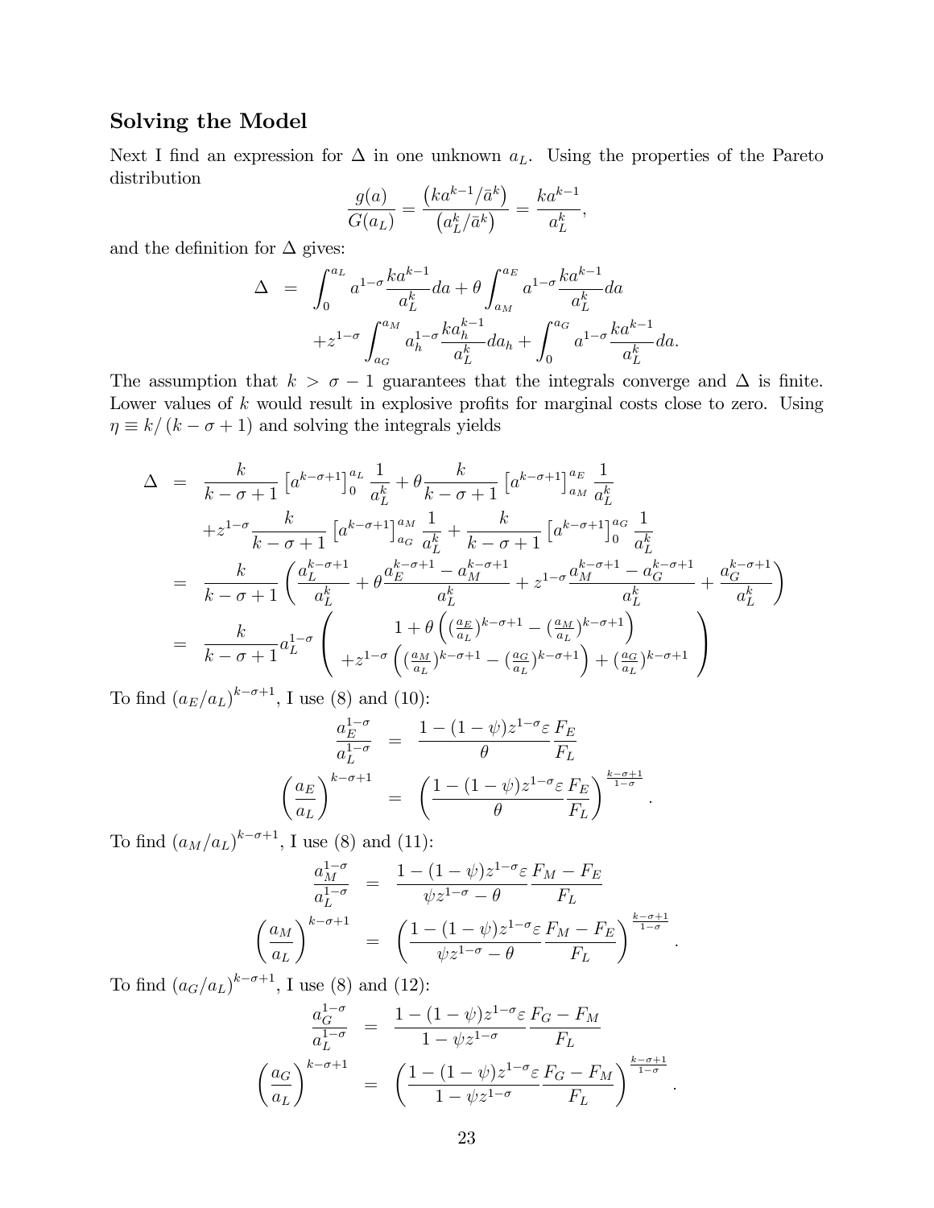## Solving the Model

Next I find an expression for $\Delta$ in one unknown $a_L$. Using the properties of the Pareto distribution

$$\frac{g(a)}{G(a_L)} = \frac{\left(ka^{k-1}/\bar{a}^k\right)}{\left(a_L^k/\bar{a}^k\right)} = \frac{ka^{k-1}}{a_L^k},$$

and the definition for $\Delta$ gives:

$$\begin{aligned}
\Delta &= \int_0^{a_L} a^{1-\sigma}\frac{ka^{k-1}}{a_L^k}da + \theta\int_{a_M}^{a_E} a^{1-\sigma}\frac{ka^{k-1}}{a_L^k}da \\
&\quad + z^{1-\sigma}\int_{a_G}^{a_M} a_h^{1-\sigma}\frac{ka_h^{k-1}}{a_L^k}da_h + \int_0^{a_G} a^{1-\sigma}\frac{ka^{k-1}}{a_L^k}da.
\end{aligned}$$

The assumption that $k > \sigma - 1$ guarantees that the integrals converge and $\Delta$ is finite. Lower values of $k$ would result in explosive profits for marginal costs close to zero. Using $\eta \equiv k/(k-\sigma+1)$ and solving the integrals yields

$$\begin{aligned}
\Delta &= \frac{k}{k-\sigma+1}\left[a^{k-\sigma+1}\right]_0^{a_L}\frac{1}{a_L^k} + \theta\frac{k}{k-\sigma+1}\left[a^{k-\sigma+1}\right]_{a_M}^{a_E}\frac{1}{a_L^k} \\
&\quad + z^{1-\sigma}\frac{k}{k-\sigma+1}\left[a^{k-\sigma+1}\right]_{a_G}^{a_M}\frac{1}{a_L^k} + \frac{k}{k-\sigma+1}\left[a^{k-\sigma+1}\right]_0^{a_G}\frac{1}{a_L^k} \\
&= \frac{k}{k-\sigma+1}\left(\frac{a_L^{k-\sigma+1}}{a_L^k} + \theta\frac{a_E^{k-\sigma+1} - a_M^{k-\sigma+1}}{a_L^k} + z^{1-\sigma}\frac{a_M^{k-\sigma+1} - a_G^{k-\sigma+1}}{a_L^k} + \frac{a_G^{k-\sigma+1}}{a_L^k}\right) \\
&= \frac{k}{k-\sigma+1}a_L^{1-\sigma}\left(\begin{array}{c} 1 + \theta\left(\left(\frac{a_E}{a_L}\right)^{k-\sigma+1} - \left(\frac{a_M}{a_L}\right)^{k-\sigma+1}\right) \\ + z^{1-\sigma}\left(\left(\frac{a_M}{a_L}\right)^{k-\sigma+1} - \left(\frac{a_G}{a_L}\right)^{k-\sigma+1}\right) + \left(\frac{a_G}{a_L}\right)^{k-\sigma+1} \end{array}\right)
\end{aligned}$$

To find $(a_E/a_L)^{k-\sigma+1}$, I use (8) and (10):

$$\begin{aligned}
\frac{a_E^{1-\sigma}}{a_L^{1-\sigma}} &= \frac{1-(1-\psi)z^{1-\sigma}\varepsilon}{\theta}\frac{F_E}{F_L} \\
\left(\frac{a_E}{a_L}\right)^{k-\sigma+1} &= \left(\frac{1-(1-\psi)z^{1-\sigma}\varepsilon}{\theta}\frac{F_E}{F_L}\right)^{\frac{k-\sigma+1}{1-\sigma}}.
\end{aligned}$$

To find $(a_M/a_L)^{k-\sigma+1}$, I use (8) and (11):

$$\begin{aligned}
\frac{a_M^{1-\sigma}}{a_L^{1-\sigma}} &= \frac{1-(1-\psi)z^{1-\sigma}\varepsilon}{\psi z^{1-\sigma} - \theta}\frac{F_M - F_E}{F_L} \\
\left(\frac{a_M}{a_L}\right)^{k-\sigma+1} &= \left(\frac{1-(1-\psi)z^{1-\sigma}\varepsilon}{\psi z^{1-\sigma} - \theta}\frac{F_M - F_E}{F_L}\right)^{\frac{k-\sigma+1}{1-\sigma}}.
\end{aligned}$$

To find $(a_G/a_L)^{k-\sigma+1}$, I use (8) and (12):

$$\begin{aligned}
\frac{a_G^{1-\sigma}}{a_L^{1-\sigma}} &= \frac{1-(1-\psi)z^{1-\sigma}\varepsilon}{1-\psi z^{1-\sigma}}\frac{F_G - F_M}{F_L} \\
\left(\frac{a_G}{a_L}\right)^{k-\sigma+1} &= \left(\frac{1-(1-\psi)z^{1-\sigma}\varepsilon}{1-\psi z^{1-\sigma}}\frac{F_G - F_M}{F_L}\right)^{\frac{k-\sigma+1}{1-\sigma}}.
\end{aligned}$$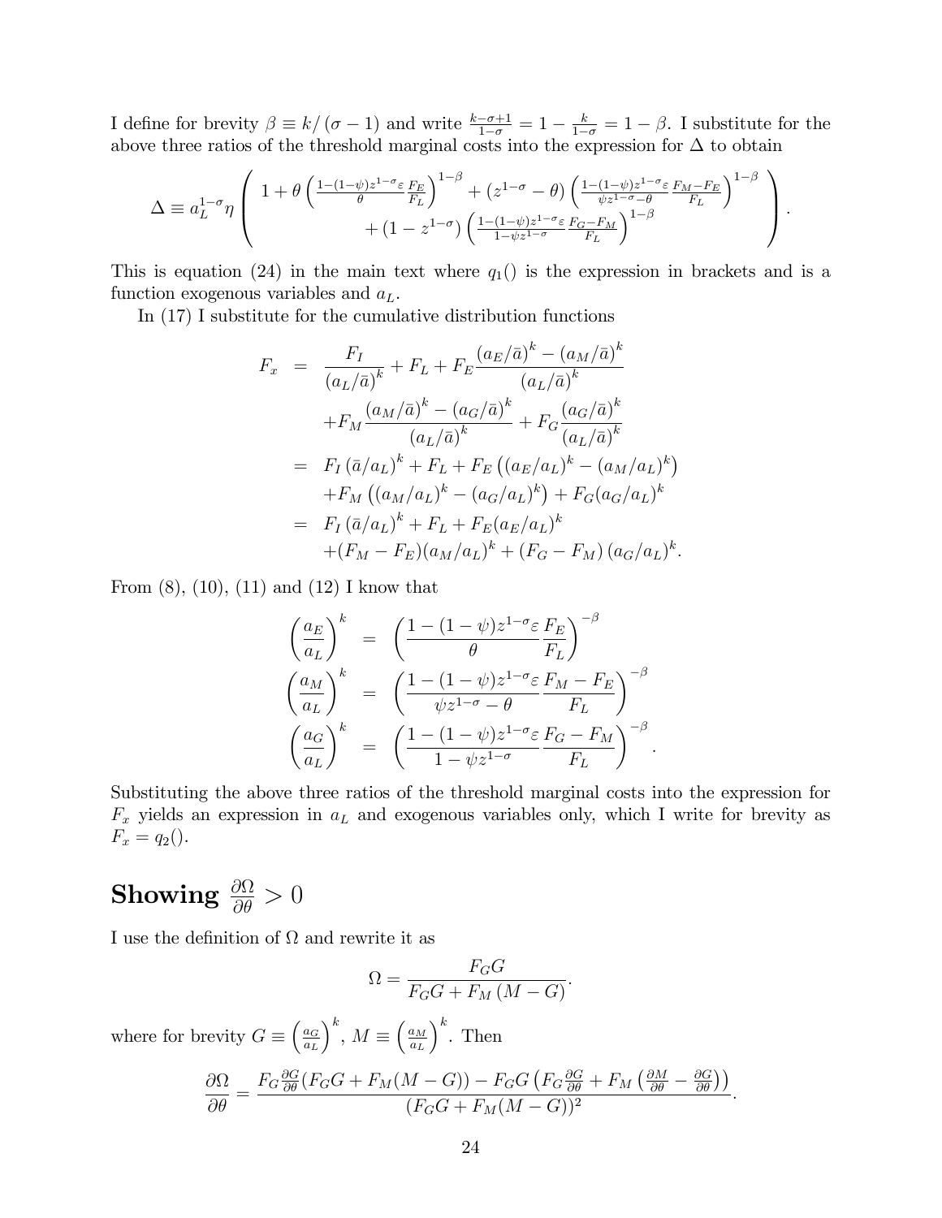I define for brevity $\beta \equiv k/(\sigma - 1)$ and write $\frac{k-\sigma+1}{1-\sigma} = 1 - \frac{k}{1-\sigma} = 1 - \beta$. I substitute for the above three ratios of the threshold marginal costs into the expression for $\Delta$ to obtain

$$\Delta \equiv a_L^{1-\sigma}\eta \left( \begin{array}{c} 1 + \theta \left( \frac{1-(1-\psi)z^{1-\sigma}\varepsilon}{\theta} \frac{F_E}{F_L} \right)^{1-\beta} + (z^{1-\sigma} - \theta) \left( \frac{1-(1-\psi)z^{1-\sigma}\varepsilon}{\psi z^{1-\sigma} - \theta} \frac{F_M - F_E}{F_L} \right)^{1-\beta} \\ + (1 - z^{1-\sigma}) \left( \frac{1-(1-\psi)z^{1-\sigma}\varepsilon}{1-\psi z^{1-\sigma}} \frac{F_G - F_M}{F_L} \right)^{1-\beta} \end{array} \right).$$

This is equation (24) in the main text where $q_1()$ is the expression in brackets and is a function exogenous variables and $a_L$.

In (17) I substitute for the cumulative distribution functions

$$\begin{aligned}
F_x &= \frac{F_I}{(a_L/\bar{a})^k} + F_L + F_E \frac{(a_E/\bar{a})^k - (a_M/\bar{a})^k}{(a_L/\bar{a})^k} \\
&\quad + F_M \frac{(a_M/\bar{a})^k - (a_G/\bar{a})^k}{(a_L/\bar{a})^k} + F_G \frac{(a_G/\bar{a})^k}{(a_L/\bar{a})^k} \\
&= F_I (\bar{a}/a_L)^k + F_L + F_E \left( (a_E/a_L)^k - (a_M/a_L)^k \right) \\
&\quad + F_M \left( (a_M/a_L)^k - (a_G/a_L)^k \right) + F_G (a_G/a_L)^k \\
&= F_I (\bar{a}/a_L)^k + F_L + F_E (a_E/a_L)^k \\
&\quad + (F_M - F_E)(a_M/a_L)^k + (F_G - F_M)(a_G/a_L)^k.
\end{aligned}$$

From (8), (10), (11) and (12) I know that

$$\begin{aligned}
\left( \frac{a_E}{a_L} \right)^k &= \left( \frac{1-(1-\psi)z^{1-\sigma}\varepsilon}{\theta} \frac{F_E}{F_L} \right)^{-\beta} \\
\left( \frac{a_M}{a_L} \right)^k &= \left( \frac{1-(1-\psi)z^{1-\sigma}\varepsilon}{\psi z^{1-\sigma} - \theta} \frac{F_M - F_E}{F_L} \right)^{-\beta} \\
\left( \frac{a_G}{a_L} \right)^k &= \left( \frac{1-(1-\psi)z^{1-\sigma}\varepsilon}{1 - \psi z^{1-\sigma}} \frac{F_G - F_M}{F_L} \right)^{-\beta}.
\end{aligned}$$

Substituting the above three ratios of the threshold marginal costs into the expression for $F_x$ yields an expression in $a_L$ and exogenous variables only, which I write for brevity as $F_x = q_2()$.

## Showing $\frac{\partial \Omega}{\partial \theta} > 0$

I use the definition of $\Omega$ and rewrite it as

$$\Omega = \frac{F_G G}{F_G G + F_M (M - G)}.$$

where for brevity $G \equiv \left( \frac{a_G}{a_L} \right)^k$, $M \equiv \left( \frac{a_M}{a_L} \right)^k$. Then

$$\frac{\partial \Omega}{\partial \theta} = \frac{F_G \frac{\partial G}{\partial \theta} (F_G G + F_M (M - G)) - F_G G \left( F_G \frac{\partial G}{\partial \theta} + F_M \left( \frac{\partial M}{\partial \theta} - \frac{\partial G}{\partial \theta} \right) \right)}{(F_G G + F_M (M - G))^2}.$$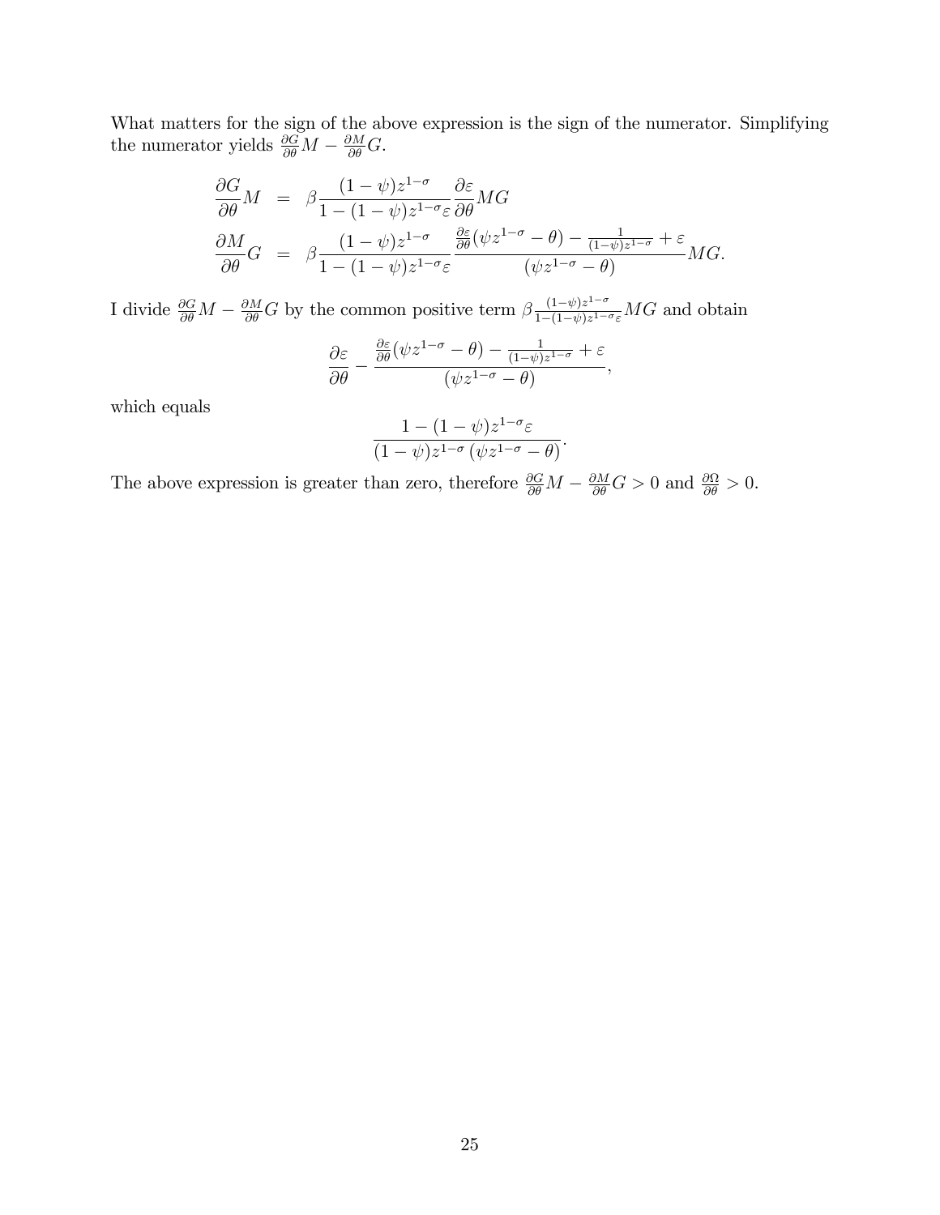What matters for the sign of the above expression is the sign of the numerator. Simplifying the numerator yields $\frac{\partial G}{\partial \theta}M - \frac{\partial M}{\partial \theta}G$.

$$
\begin{aligned}
\frac{\partial G}{\partial \theta}M &= \beta \frac{(1-\psi)z^{1-\sigma}}{1-(1-\psi)z^{1-\sigma}\varepsilon}\frac{\partial \varepsilon}{\partial \theta}MG \\
\frac{\partial M}{\partial \theta}G &= \beta \frac{(1-\psi)z^{1-\sigma}}{1-(1-\psi)z^{1-\sigma}\varepsilon}\frac{\frac{\partial \varepsilon}{\partial \theta}(\psi z^{1-\sigma}-\theta) - \frac{1}{(1-\psi)z^{1-\sigma}} + \varepsilon}{(\psi z^{1-\sigma}-\theta)}MG.
\end{aligned}
$$

I divide $\frac{\partial G}{\partial \theta}M - \frac{\partial M}{\partial \theta}G$ by the common positive term $\beta \frac{(1-\psi)z^{1-\sigma}}{1-(1-\psi)z^{1-\sigma}\varepsilon}MG$ and obtain

$$
\frac{\partial \varepsilon}{\partial \theta} - \frac{\frac{\partial \varepsilon}{\partial \theta}(\psi z^{1-\sigma}-\theta) - \frac{1}{(1-\psi)z^{1-\sigma}} + \varepsilon}{(\psi z^{1-\sigma}-\theta)},
$$

which equals

$$
\frac{1-(1-\psi)z^{1-\sigma}\varepsilon}{(1-\psi)z^{1-\sigma}\left(\psi z^{1-\sigma}-\theta\right)}.
$$

The above expression is greater than zero, therefore $\frac{\partial G}{\partial \theta}M - \frac{\partial M}{\partial \theta}G > 0$ and $\frac{\partial \Omega}{\partial \theta} > 0$.